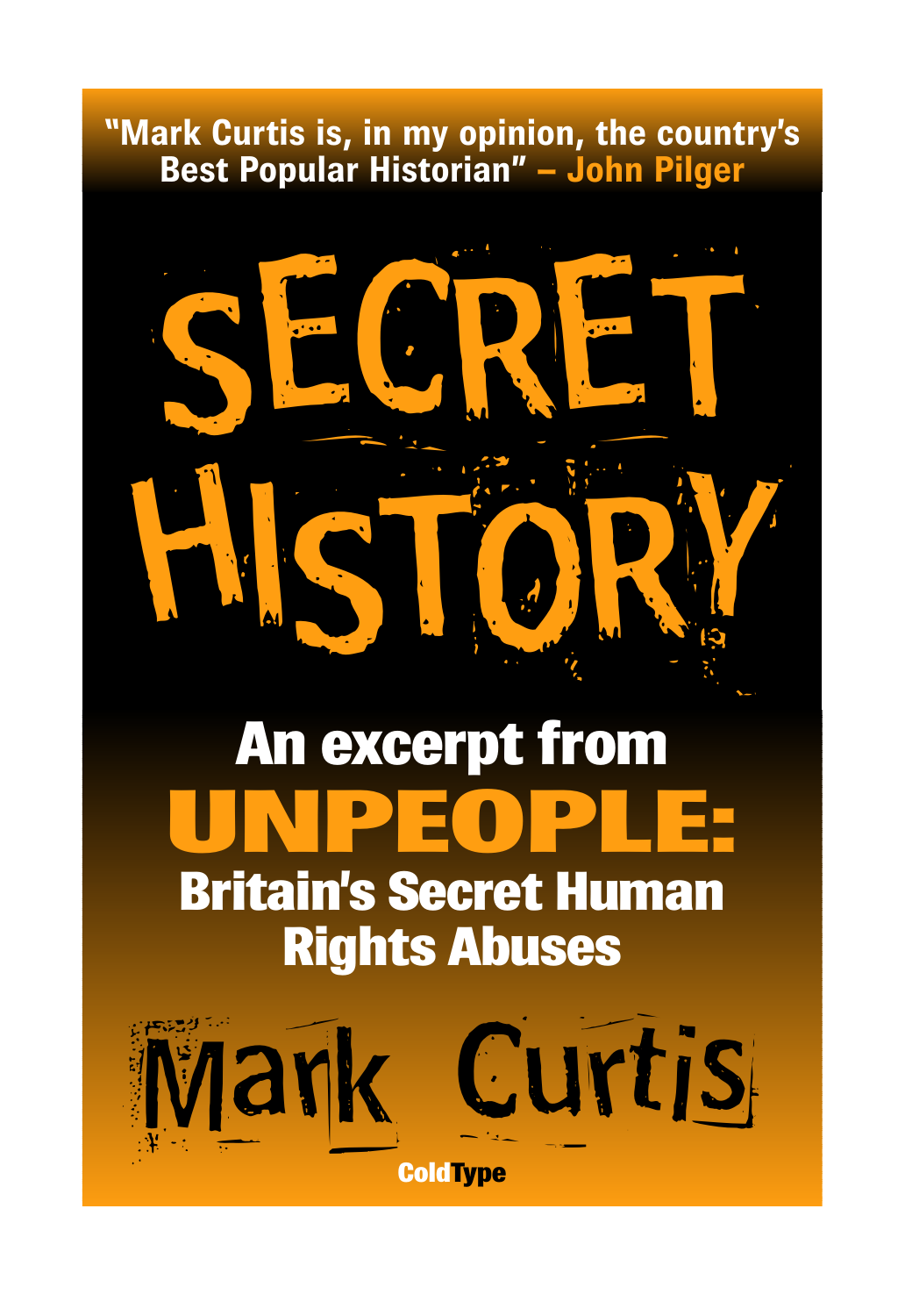"Mark Curtis is, in my opinion, the country's Best Popular Historian" – John Pilger

# SECRET HISTORY

## An excerpt from UNPEOPLE: Britain's Secret Human Rights Abuses

### Mark Curtis

ColdType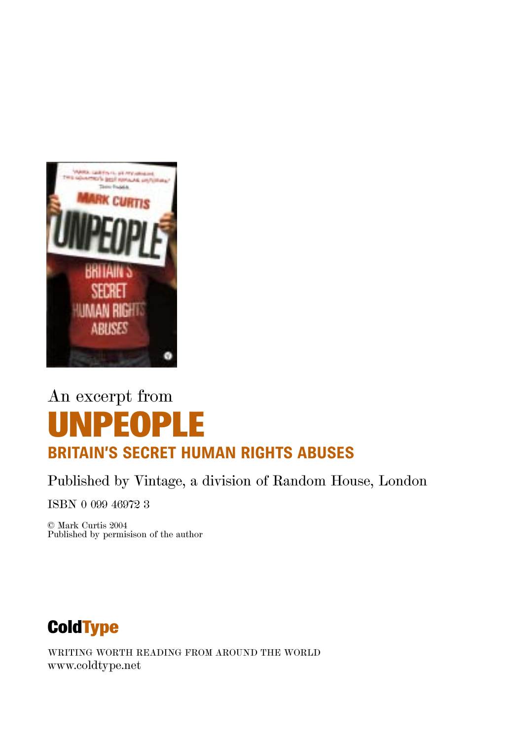An excerpt from

# UNPEOPLE

## BRITAIN'S SECRET HUMAN RIGHTS ABUSES

Published by Vintage, a division of Random House, London

ISBN 0 099 46972 3

© Mark Curtis 2004
Published by permisison of the author

**ColdType**

WRITING WORTH READING FROM AROUND THE WORLD
www.coldtype.net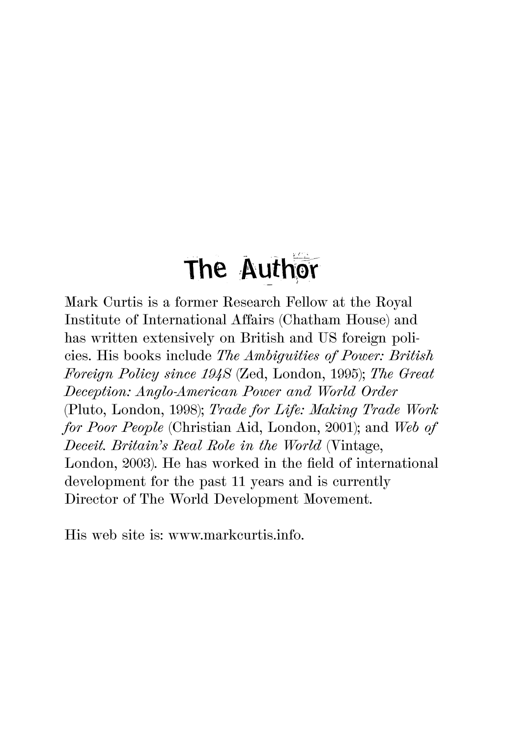# The Author

Mark Curtis is a former Research Fellow at the Royal Institute of International Affairs (Chatham House) and has written extensively on British and US foreign policies. His books include *The Ambiguities of Power: British Foreign Policy since 1945* (Zed, London, 1995); *The Great Deception: Anglo-American Power and World Order* (Pluto, London, 1998); *Trade for Life: Making Trade Work for Poor People* (Christian Aid, London, 2001); and *Web of Deceit. Britain's Real Role in the World* (Vintage, London, 2003). He has worked in the field of international development for the past 11 years and is currently Director of The World Development Movement.

His web site is: www.markcurtis.info.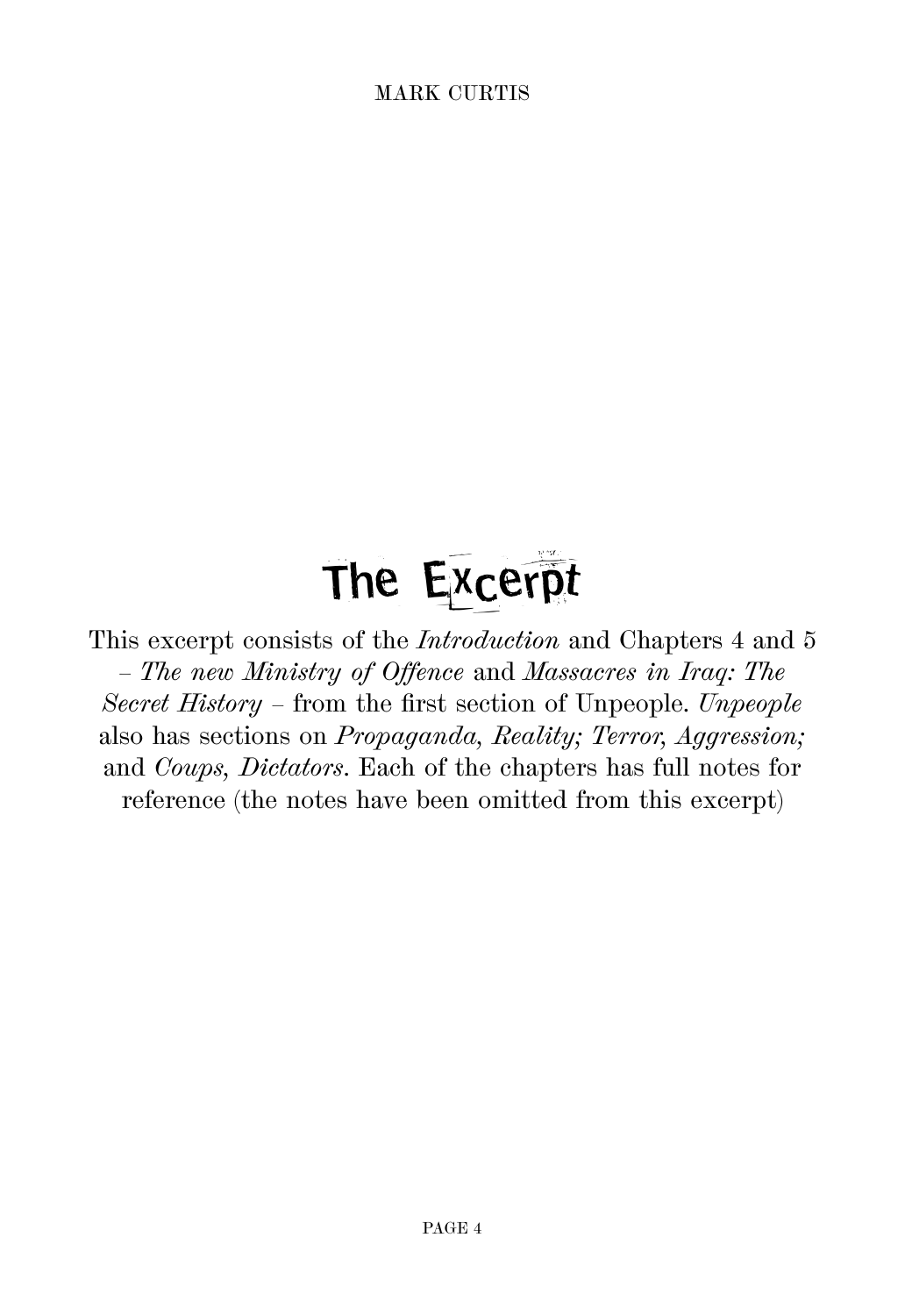# The Excerpt

This excerpt consists of the *Introduction* and Chapters 4 and 5 – *The new Ministry of Offence* and *Massacres in Iraq: The Secret History* – from the first section of Unpeople. *Unpeople* also has sections on *Propaganda, Reality; Terror, Aggression;* and *Coups, Dictators*. Each of the chapters has full notes for reference (the notes have been omitted from this excerpt)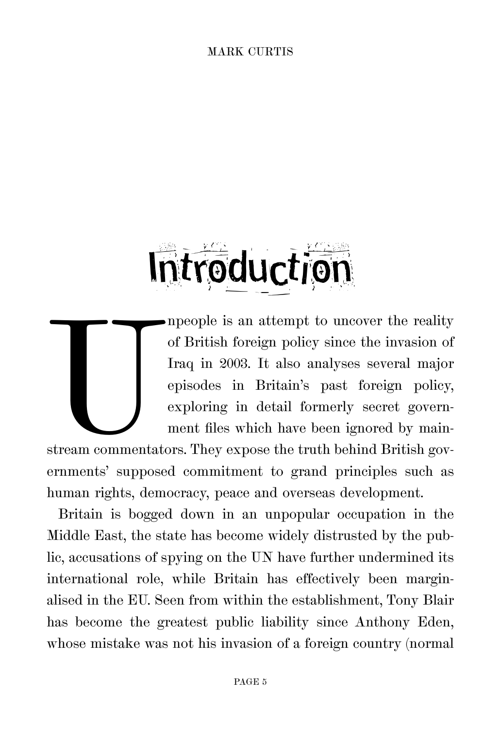# Introduction

Unpeople is an attempt to uncover the reality of British foreign policy since the invasion of Iraq in 2003. It also analyses several major episodes in Britain's past foreign policy, exploring in detail formerly secret government files which have been ignored by mainstream commentators. They expose the truth behind British governments' supposed commitment to grand principles such as human rights, democracy, peace and overseas development.

Britain is bogged down in an unpopular occupation in the Middle East, the state has become widely distrusted by the public, accusations of spying on the UN have further undermined its international role, while Britain has effectively been marginalised in the EU. Seen from within the establishment, Tony Blair has become the greatest public liability since Anthony Eden, whose mistake was not his invasion of a foreign country (normal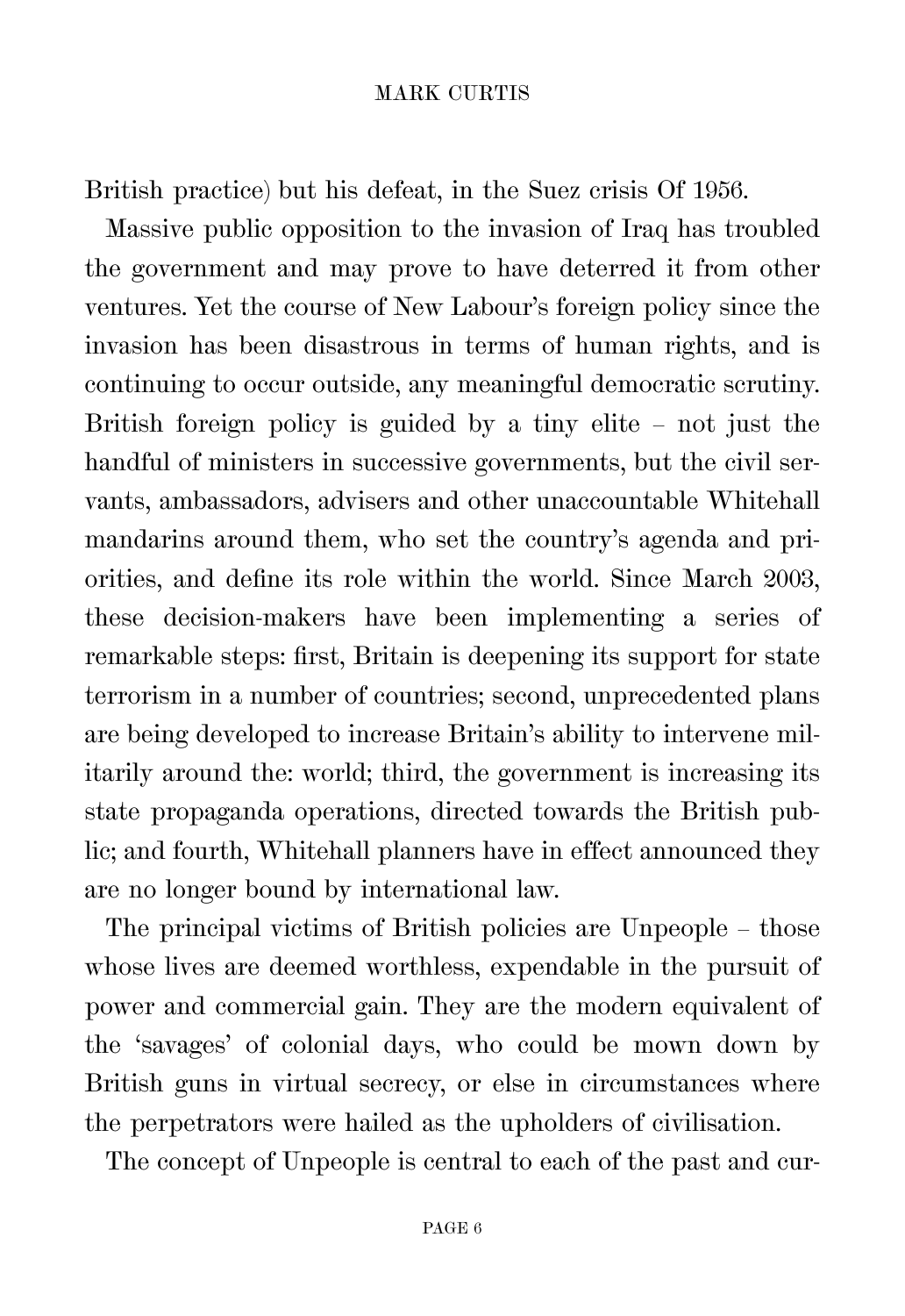British practice) but his defeat, in the Suez crisis Of 1956.

Massive public opposition to the invasion of Iraq has troubled the government and may prove to have deterred it from other ventures. Yet the course of New Labour's foreign policy since the invasion has been disastrous in terms of human rights, and is continuing to occur outside, any meaningful democratic scrutiny. British foreign policy is guided by a tiny elite – not just the handful of ministers in successive governments, but the civil servants, ambassadors, advisers and other unaccountable Whitehall mandarins around them, who set the country's agenda and priorities, and define its role within the world. Since March 2003, these decision-makers have been implementing a series of remarkable steps: first, Britain is deepening its support for state terrorism in a number of countries; second, unprecedented plans are being developed to increase Britain's ability to intervene militarily around the: world; third, the government is increasing its state propaganda operations, directed towards the British public; and fourth, Whitehall planners have in effect announced they are no longer bound by international law.

The principal victims of British policies are Unpeople – those whose lives are deemed worthless, expendable in the pursuit of power and commercial gain. They are the modern equivalent of the 'savages' of colonial days, who could be mown down by British guns in virtual secrecy, or else in circumstances where the perpetrators were hailed as the upholders of civilisation.

The concept of Unpeople is central to each of the past and cur-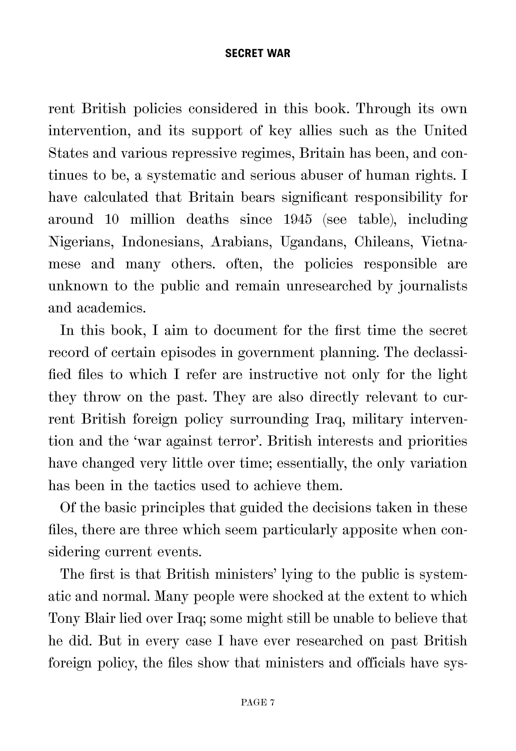rent British policies considered in this book. Through its own intervention, and its support of key allies such as the United States and various repressive regimes, Britain has been, and continues to be, a systematic and serious abuser of human rights. I have calculated that Britain bears significant responsibility for around 10 million deaths since 1945 (see table), including Nigerians, Indonesians, Arabians, Ugandans, Chileans, Vietnamese and many others. often, the policies responsible are unknown to the public and remain unresearched by journalists and academics.

In this book, I aim to document for the first time the secret record of certain episodes in government planning. The declassified files to which I refer are instructive not only for the light they throw on the past. They are also directly relevant to current British foreign policy surrounding Iraq, military intervention and the 'war against terror'. British interests and priorities have changed very little over time; essentially, the only variation has been in the tactics used to achieve them.

Of the basic principles that guided the decisions taken in these files, there are three which seem particularly apposite when considering current events.

The first is that British ministers' lying to the public is systematic and normal. Many people were shocked at the extent to which Tony Blair lied over Iraq; some might still be unable to believe that he did. But in every case I have ever researched on past British foreign policy, the files show that ministers and officials have sys-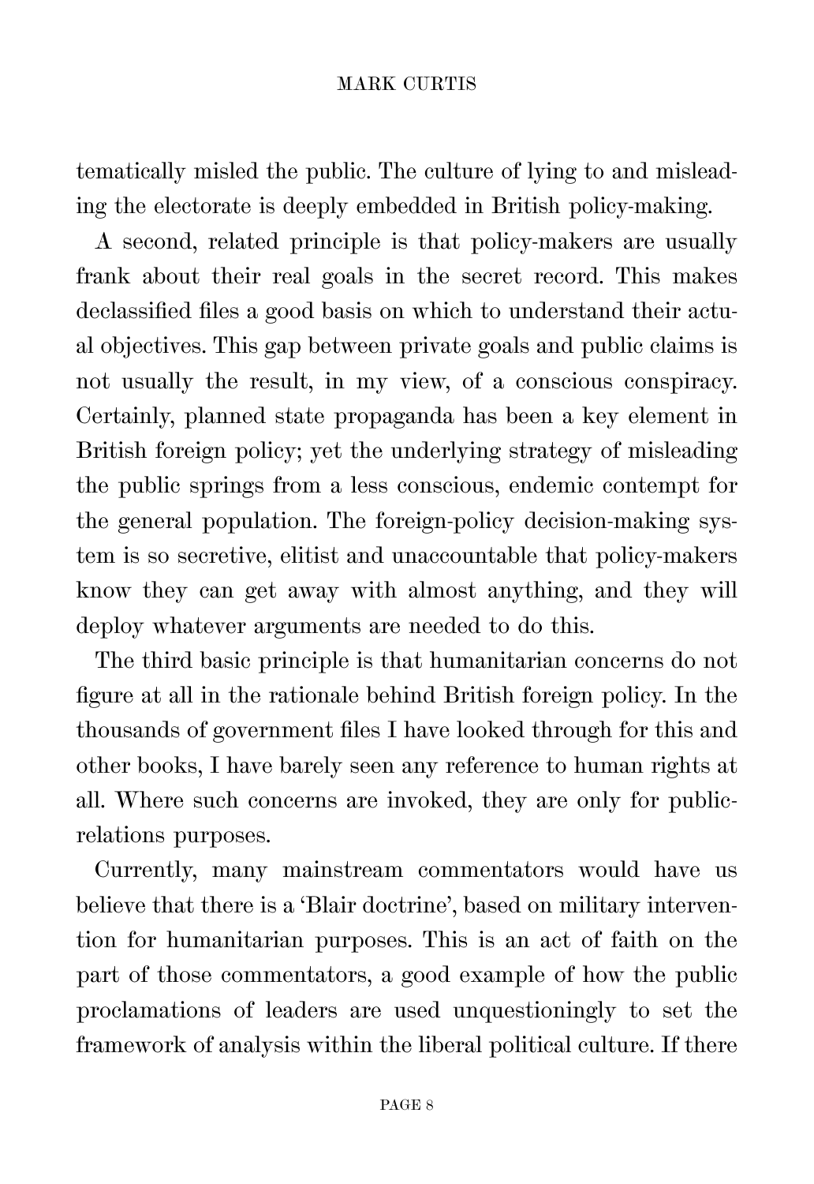tematically misled the public. The culture of lying to and misleading the electorate is deeply embedded in British policy-making.

A second, related principle is that policy-makers are usually frank about their real goals in the secret record. This makes declassified files a good basis on which to understand their actual objectives. This gap between private goals and public claims is not usually the result, in my view, of a conscious conspiracy. Certainly, planned state propaganda has been a key element in British foreign policy; yet the underlying strategy of misleading the public springs from a less conscious, endemic contempt for the general population. The foreign-policy decision-making system is so secretive, elitist and unaccountable that policy-makers know they can get away with almost anything, and they will deploy whatever arguments are needed to do this.

The third basic principle is that humanitarian concerns do not figure at all in the rationale behind British foreign policy. In the thousands of government files I have looked through for this and other books, I have barely seen any reference to human rights at all. Where such concerns are invoked, they are only for public-relations purposes.

Currently, many mainstream commentators would have us believe that there is a 'Blair doctrine', based on military intervention for humanitarian purposes. This is an act of faith on the part of those commentators, a good example of how the public proclamations of leaders are used unquestioningly to set the framework of analysis within the liberal political culture. If there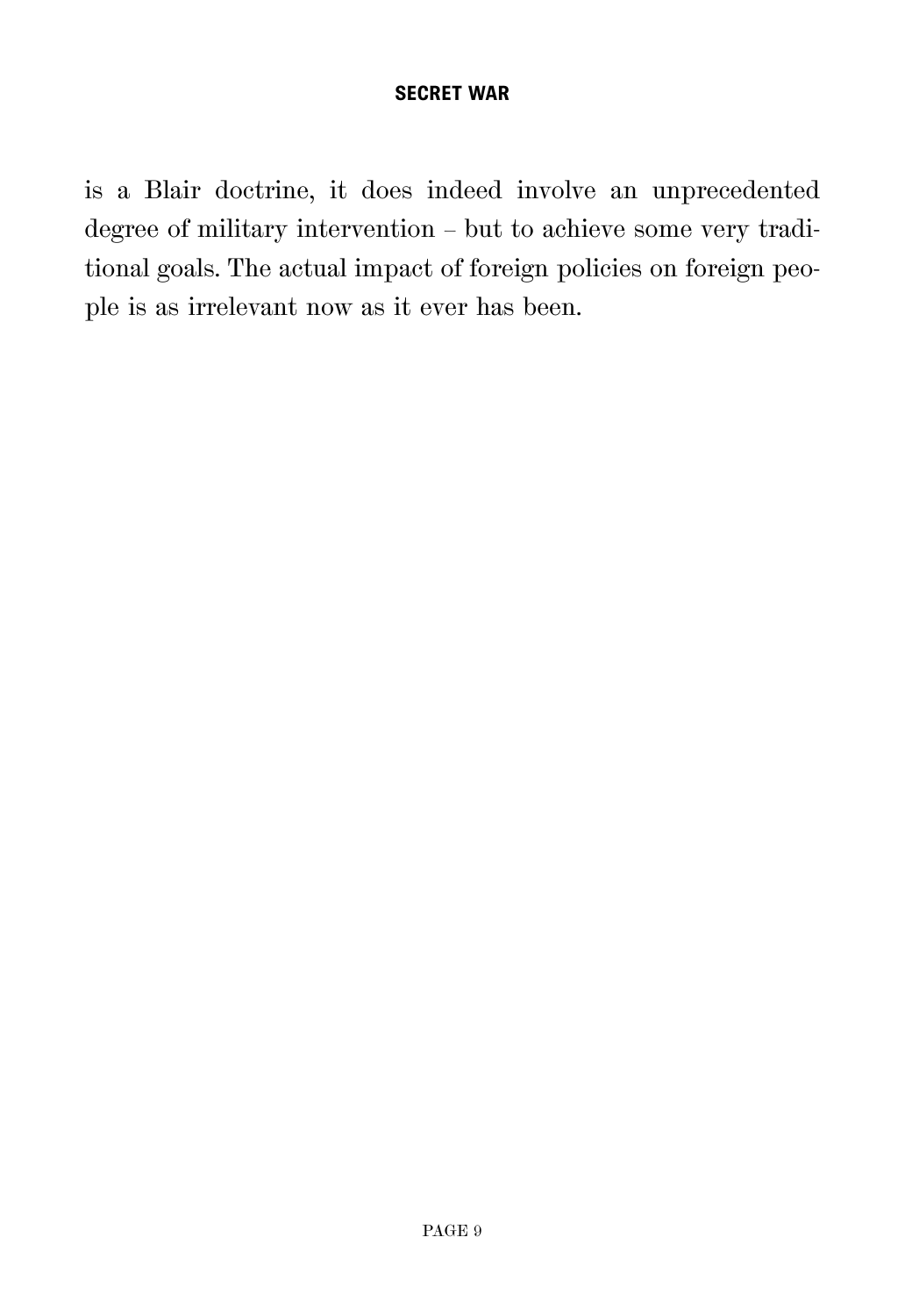is a Blair doctrine, it does indeed involve an unprecedented degree of military intervention – but to achieve some very traditional goals. The actual impact of foreign policies on foreign people is as irrelevant now as it ever has been.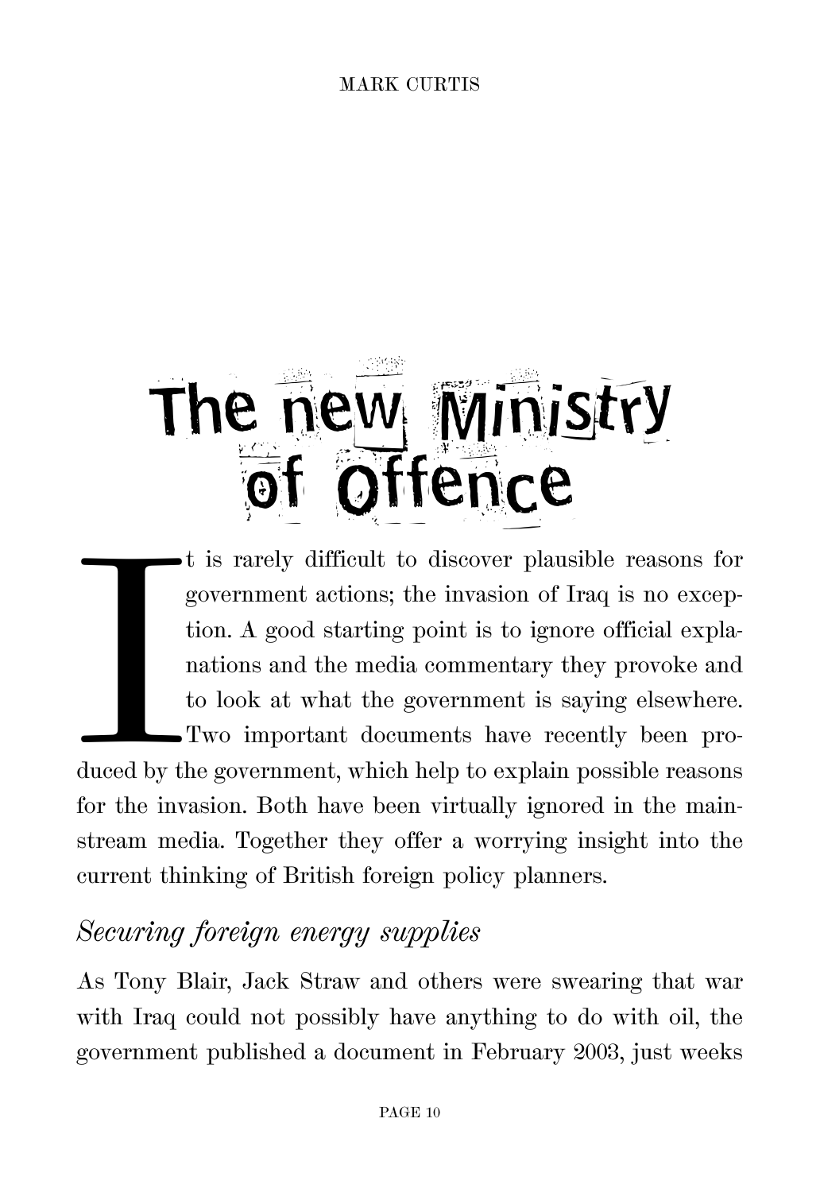# The new Ministry of Offence

It is rarely difficult to discover plausible reasons for government actions; the invasion of Iraq is no exception. A good starting point is to ignore official explanations and the media commentary they provoke and to look at what the government is saying elsewhere. Two important documents have recently been produced by the government, which help to explain possible reasons for the invasion. Both have been virtually ignored in the mainstream media. Together they offer a worrying insight into the current thinking of British foreign policy planners.

## *Securing foreign energy supplies*

As Tony Blair, Jack Straw and others were swearing that war with Iraq could not possibly have anything to do with oil, the government published a document in February 2003, just weeks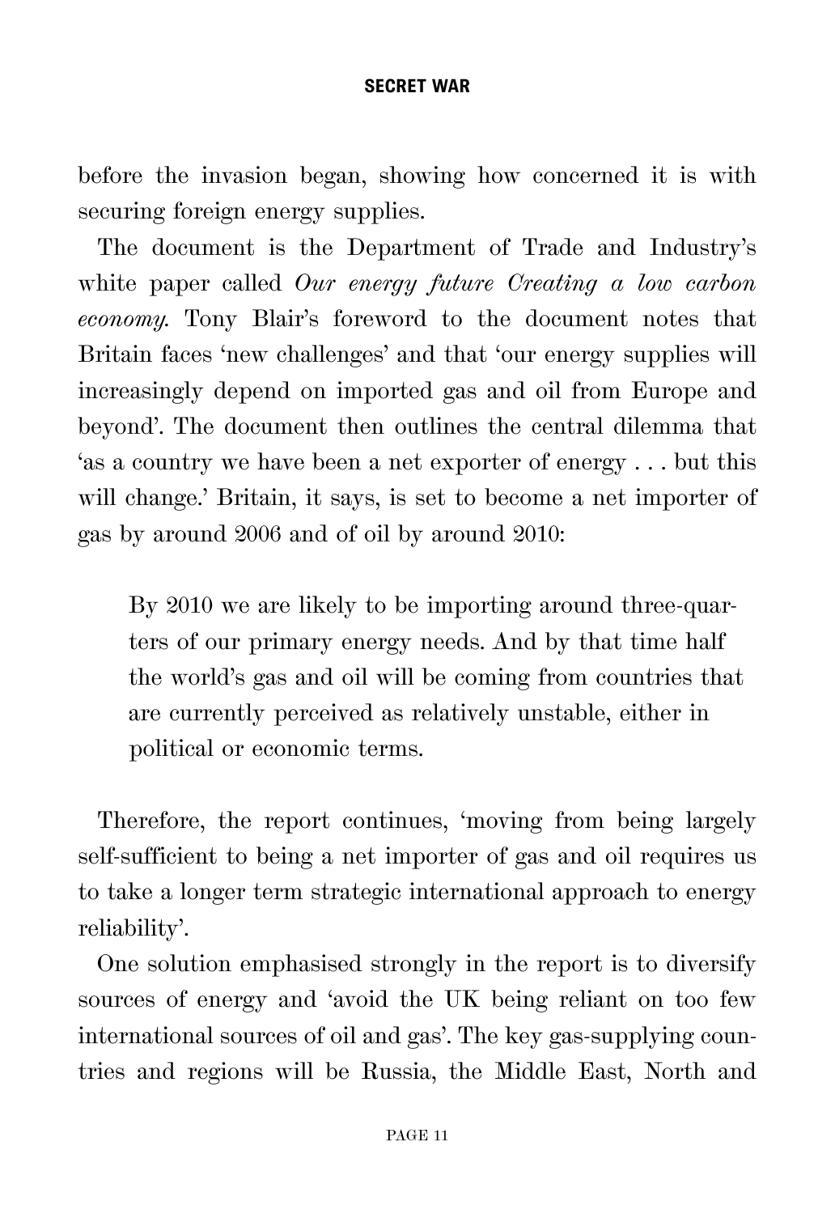before the invasion began, showing how concerned it is with securing foreign energy supplies.

The document is the Department of Trade and Industry's white paper called *Our energy future Creating a low carbon economy.* Tony Blair's foreword to the document notes that Britain faces 'new challenges' and that 'our energy supplies will increasingly depend on imported gas and oil from Europe and beyond'. The document then outlines the central dilemma that 'as a country we have been a net exporter of energy . . . but this will change.' Britain, it says, is set to become a net importer of gas by around 2006 and of oil by around 2010:

> By 2010 we are likely to be importing around three-quarters of our primary energy needs. And by that time half the world's gas and oil will be coming from countries that are currently perceived as relatively unstable, either in political or economic terms.

Therefore, the report continues, 'moving from being largely self-sufficient to being a net importer of gas and oil requires us to take a longer term strategic international approach to energy reliability'.

One solution emphasised strongly in the report is to diversify sources of energy and 'avoid the UK being reliant on too few international sources of oil and gas'. The key gas-supplying countries and regions will be Russia, the Middle East, North and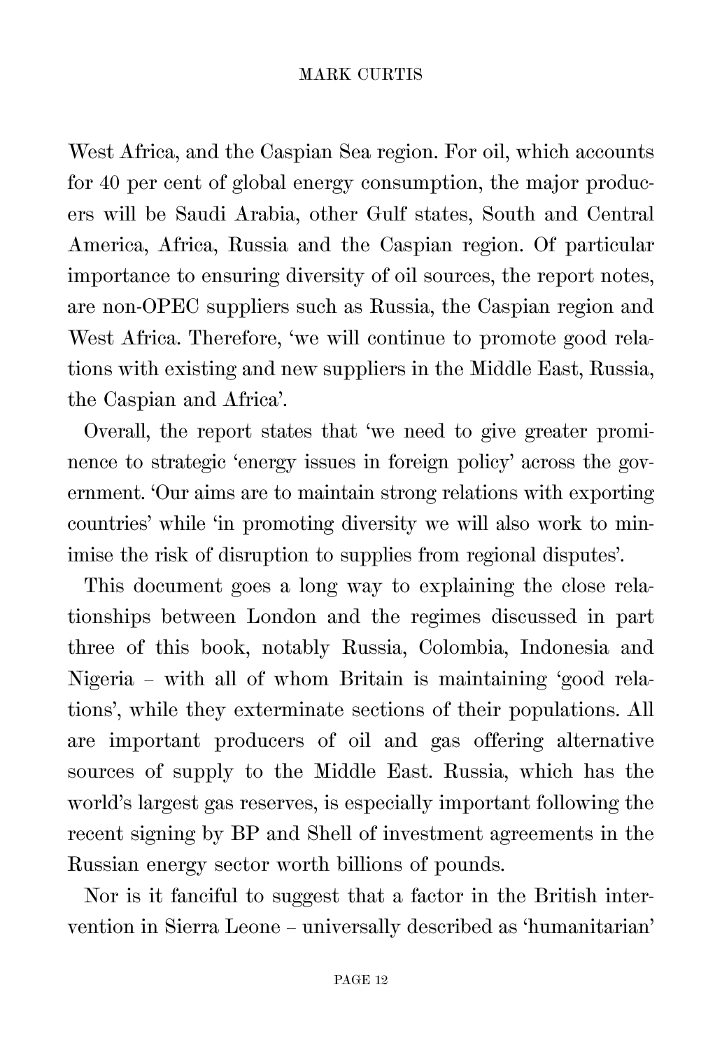West Africa, and the Caspian Sea region. For oil, which accounts for 40 per cent of global energy consumption, the major producers will be Saudi Arabia, other Gulf states, South and Central America, Africa, Russia and the Caspian region. Of particular importance to ensuring diversity of oil sources, the report notes, are non-OPEC suppliers such as Russia, the Caspian region and West Africa. Therefore, 'we will continue to promote good relations with existing and new suppliers in the Middle East, Russia, the Caspian and Africa'.

Overall, the report states that 'we need to give greater prominence to strategic 'energy issues in foreign policy' across the government. 'Our aims are to maintain strong relations with exporting countries' while 'in promoting diversity we will also work to minimise the risk of disruption to supplies from regional disputes'.

This document goes a long way to explaining the close relationships between London and the regimes discussed in part three of this book, notably Russia, Colombia, Indonesia and Nigeria – with all of whom Britain is maintaining 'good relations', while they exterminate sections of their populations. All are important producers of oil and gas offering alternative sources of supply to the Middle East. Russia, which has the world's largest gas reserves, is especially important following the recent signing by BP and Shell of investment agreements in the Russian energy sector worth billions of pounds.

Nor is it fanciful to suggest that a factor in the British intervention in Sierra Leone – universally described as 'humanitarian'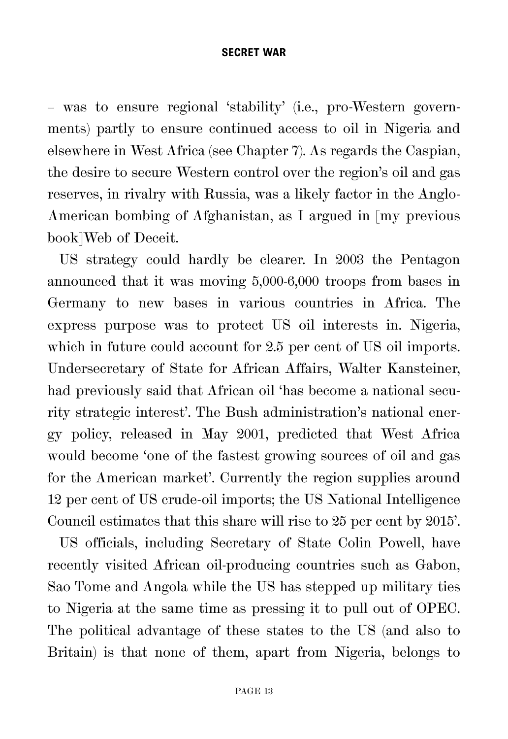– was to ensure regional 'stability' (i.e., pro-Western governments) partly to ensure continued access to oil in Nigeria and elsewhere in West Africa (see Chapter 7). As regards the Caspian, the desire to secure Western control over the region's oil and gas reserves, in rivalry with Russia, was a likely factor in the Anglo-American bombing of Afghanistan, as I argued in [my previous book]Web of Deceit.

US strategy could hardly be clearer. In 2003 the Pentagon announced that it was moving 5,000-6,000 troops from bases in Germany to new bases in various countries in Africa. The express purpose was to protect US oil interests in. Nigeria, which in future could account for 2.5 per cent of US oil imports. Undersecretary of State for African Affairs, Walter Kansteiner, had previously said that African oil 'has become a national security strategic interest'. The Bush administration's national energy policy, released in May 2001, predicted that West Africa would become 'one of the fastest growing sources of oil and gas for the American market'. Currently the region supplies around 12 per cent of US crude-oil imports; the US National Intelligence Council estimates that this share will rise to 25 per cent by 2015'.

US officials, including Secretary of State Colin Powell, have recently visited African oil-producing countries such as Gabon, Sao Tome and Angola while the US has stepped up military ties to Nigeria at the same time as pressing it to pull out of OPEC. The political advantage of these states to the US (and also to Britain) is that none of them, apart from Nigeria, belongs to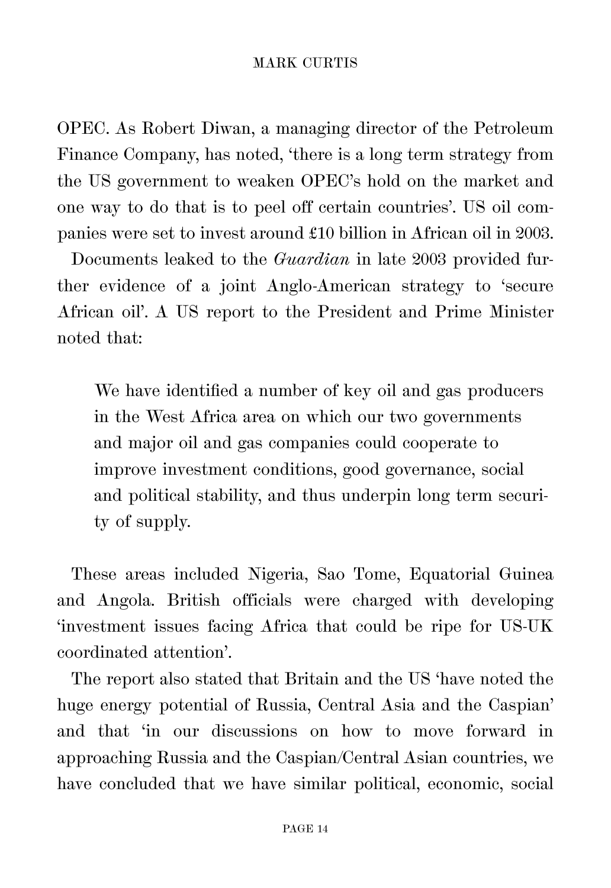OPEC. As Robert Diwan, a managing director of the Petroleum Finance Company, has noted, 'there is a long term strategy from the US government to weaken OPEC's hold on the market and one way to do that is to peel off certain countries'. US oil companies were set to invest around £10 billion in African oil in 2003.

Documents leaked to the *Guardian* in late 2003 provided further evidence of a joint Anglo-American strategy to 'secure African oil'. A US report to the President and Prime Minister noted that:

> We have identified a number of key oil and gas producers in the West Africa area on which our two governments and major oil and gas companies could cooperate to improve investment conditions, good governance, social and political stability, and thus underpin long term security of supply.

These areas included Nigeria, Sao Tome, Equatorial Guinea and Angola. British officials were charged with developing 'investment issues facing Africa that could be ripe for US-UK coordinated attention'.

The report also stated that Britain and the US 'have noted the huge energy potential of Russia, Central Asia and the Caspian' and that 'in our discussions on how to move forward in approaching Russia and the Caspian/Central Asian countries, we have concluded that we have similar political, economic, social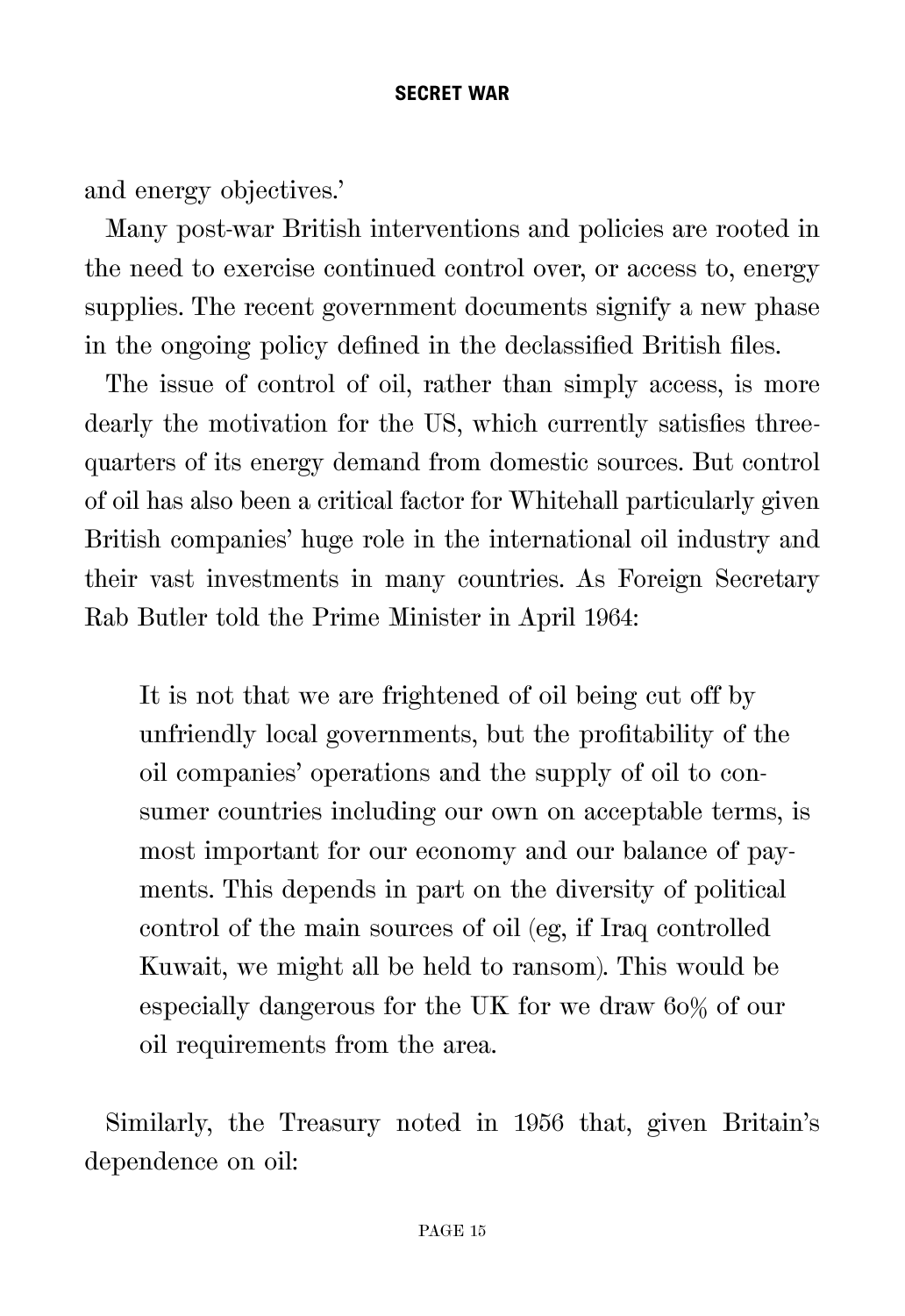and energy objectives.'

Many post-war British interventions and policies are rooted in the need to exercise continued control over, or access to, energy supplies. The recent government documents signify a new phase in the ongoing policy defined in the declassified British files.

The issue of control of oil, rather than simply access, is more dearly the motivation for the US, which currently satisfies three-quarters of its energy demand from domestic sources. But control of oil has also been a critical factor for Whitehall particularly given British companies' huge role in the international oil industry and their vast investments in many countries. As Foreign Secretary Rab Butler told the Prime Minister in April 1964:

> It is not that we are frightened of oil being cut off by unfriendly local governments, but the profitability of the oil companies' operations and the supply of oil to consumer countries including our own on acceptable terms, is most important for our economy and our balance of payments. This depends in part on the diversity of political control of the main sources of oil (eg, if Iraq controlled Kuwait, we might all be held to ransom). This would be especially dangerous for the UK for we draw 60% of our oil requirements from the area.

Similarly, the Treasury noted in 1956 that, given Britain's dependence on oil: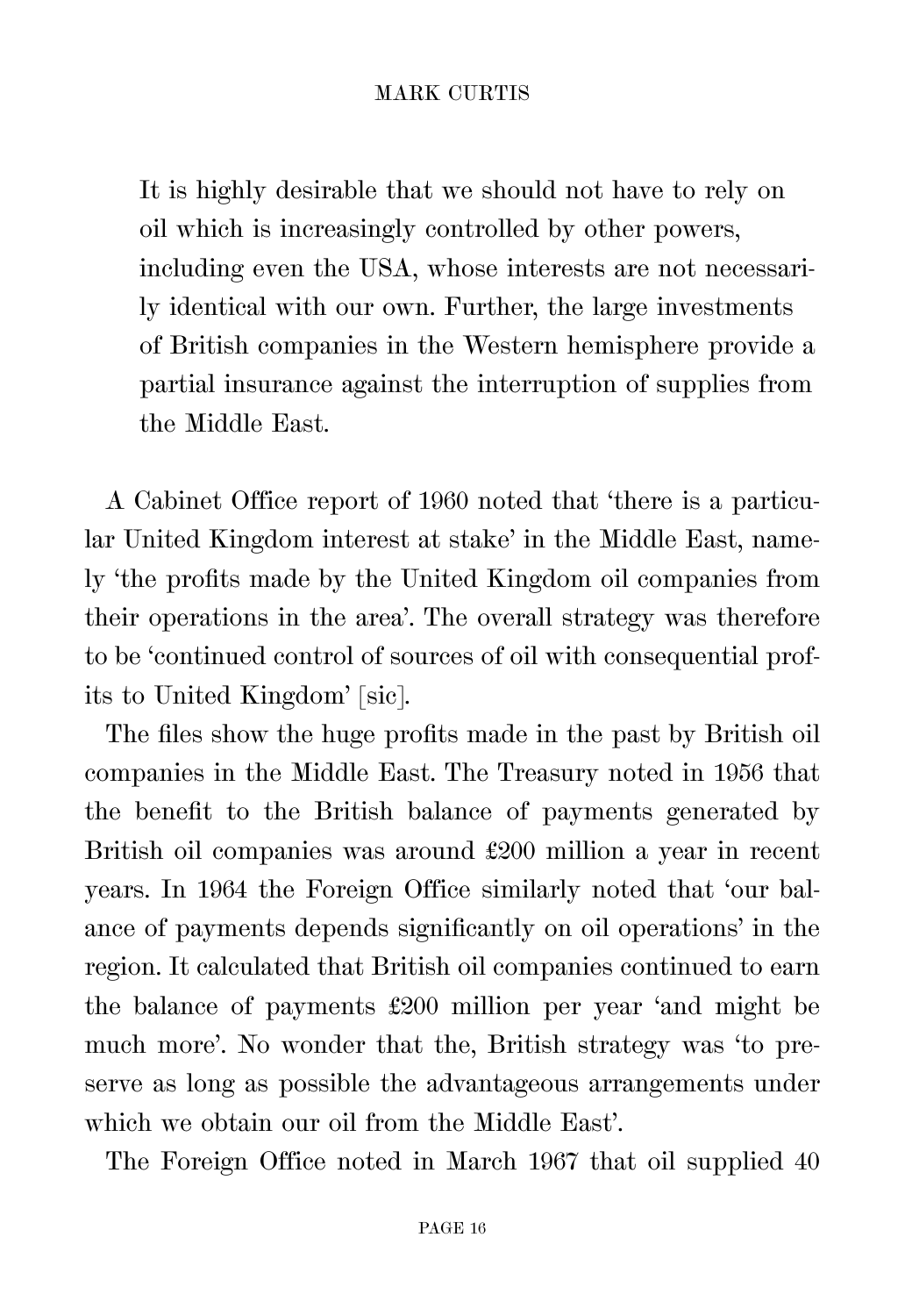> It is highly desirable that we should not have to rely on oil which is increasingly controlled by other powers, including even the USA, whose interests are not necessarily identical with our own. Further, the large investments of British companies in the Western hemisphere provide a partial insurance against the interruption of supplies from the Middle East.

A Cabinet Office report of 1960 noted that 'there is a particular United Kingdom interest at stake' in the Middle East, namely 'the profits made by the United Kingdom oil companies from their operations in the area'. The overall strategy was therefore to be 'continued control of sources of oil with consequential profits to United Kingdom' [sic].

The files show the huge profits made in the past by British oil companies in the Middle East. The Treasury noted in 1956 that the benefit to the British balance of payments generated by British oil companies was around £200 million a year in recent years. In 1964 the Foreign Office similarly noted that 'our balance of payments depends significantly on oil operations' in the region. It calculated that British oil companies continued to earn the balance of payments £200 million per year 'and might be much more'. No wonder that the, British strategy was 'to preserve as long as possible the advantageous arrangements under which we obtain our oil from the Middle East'.

The Foreign Office noted in March 1967 that oil supplied 40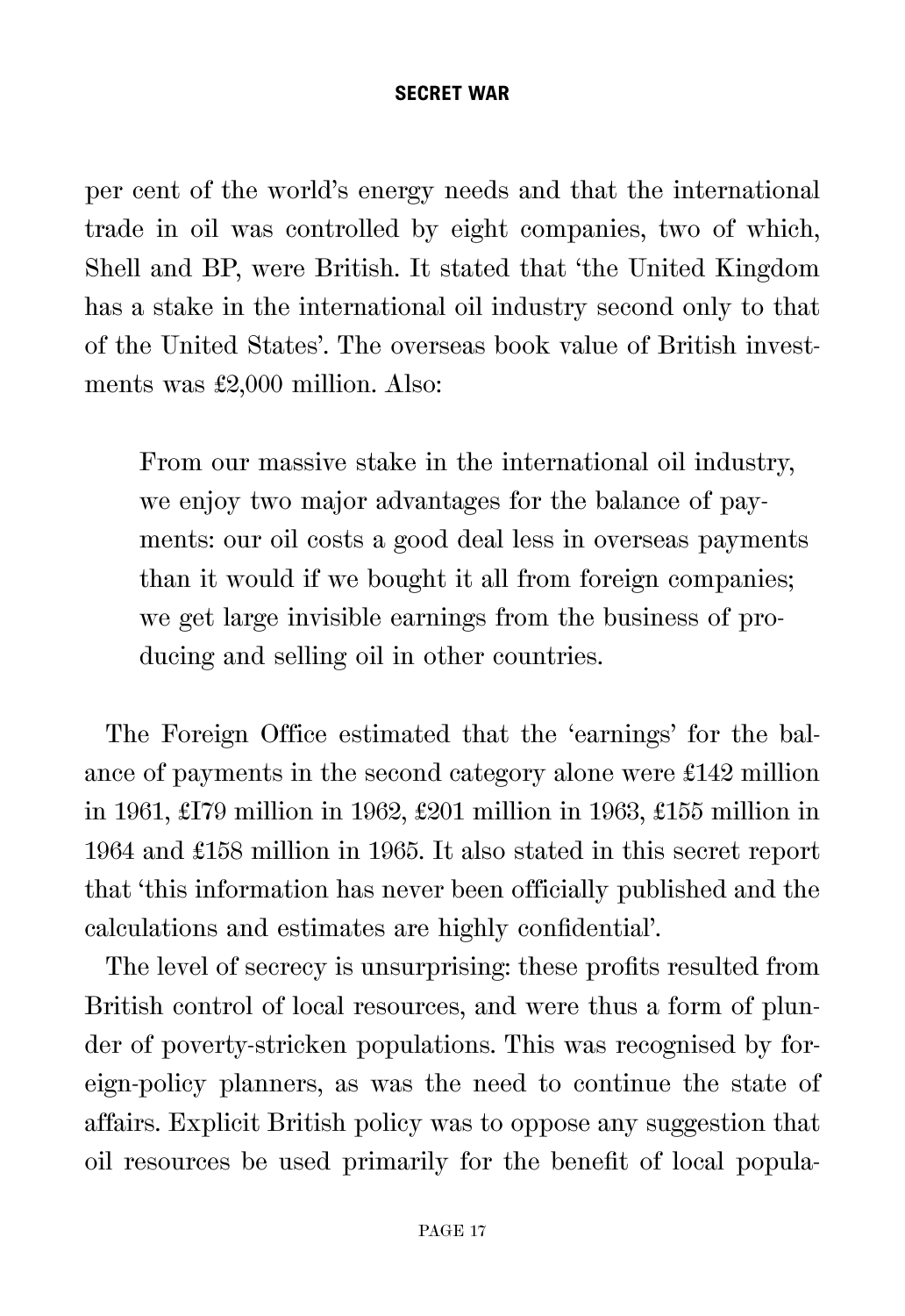per cent of the world's energy needs and that the international trade in oil was controlled by eight companies, two of which, Shell and BP, were British. It stated that 'the United Kingdom has a stake in the international oil industry second only to that of the United States'. The overseas book value of British investments was £2,000 million. Also:

> From our massive stake in the international oil industry, we enjoy two major advantages for the balance of payments: our oil costs a good deal less in overseas payments than it would if we bought it all from foreign companies; we get large invisible earnings from the business of producing and selling oil in other countries.

The Foreign Office estimated that the 'earnings' for the balance of payments in the second category alone were £142 million in 1961, £179 million in 1962, £201 million in 1963, £155 million in 1964 and £158 million in 1965. It also stated in this secret report that 'this information has never been officially published and the calculations and estimates are highly confidential'.

The level of secrecy is unsurprising: these profits resulted from British control of local resources, and were thus a form of plunder of poverty-stricken populations. This was recognised by foreign-policy planners, as was the need to continue the state of affairs. Explicit British policy was to oppose any suggestion that oil resources be used primarily for the benefit of local popula-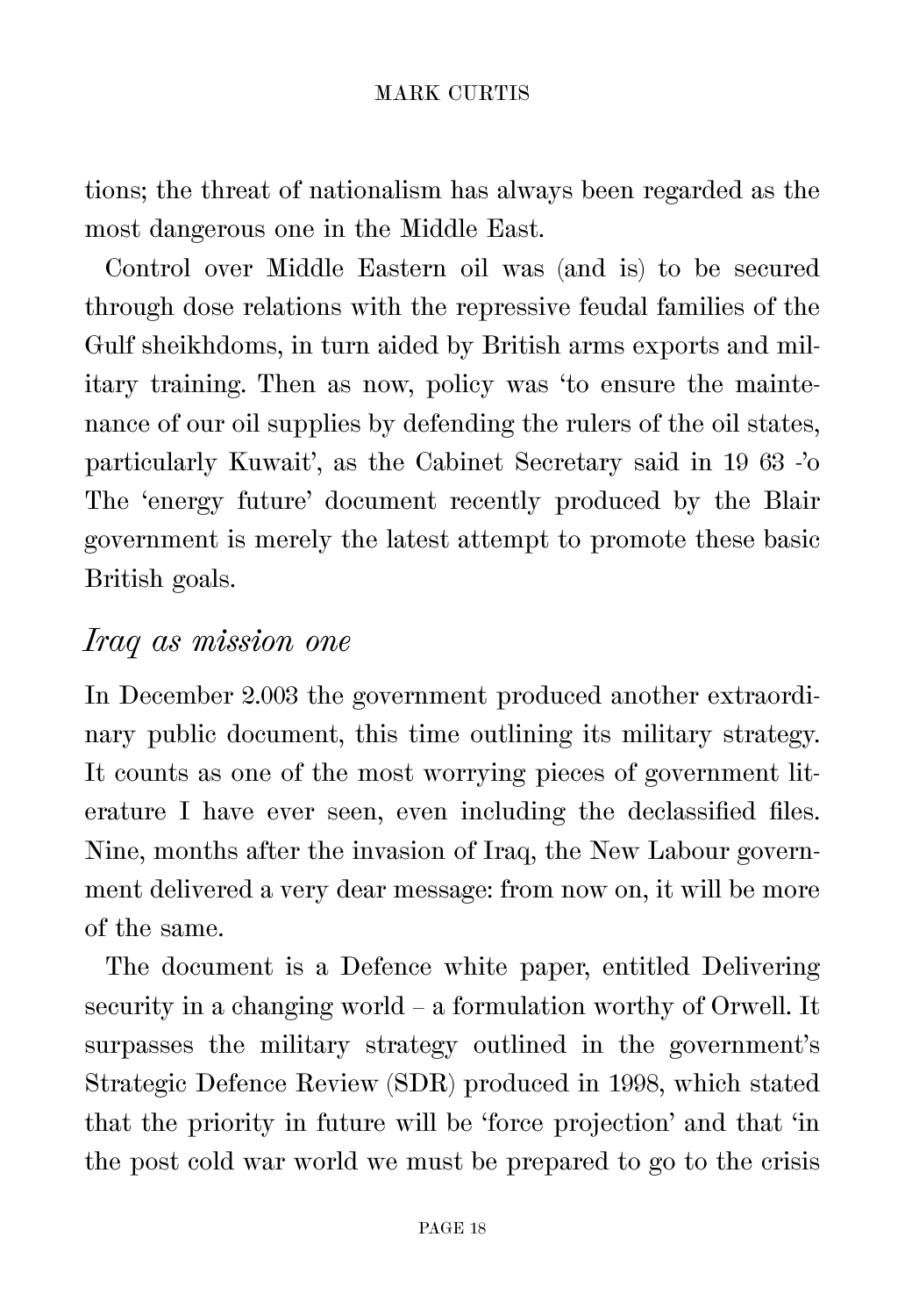tions; the threat of nationalism has always been regarded as the most dangerous one in the Middle East.

Control over Middle Eastern oil was (and is) to be secured through dose relations with the repressive feudal families of the Gulf sheikhdoms, in turn aided by British arms exports and military training. Then as now, policy was 'to ensure the maintenance of our oil supplies by defending the rulers of the oil states, particularly Kuwait', as the Cabinet Secretary said in 19 63 -'o The 'energy future' document recently produced by the Blair government is merely the latest attempt to promote these basic British goals.

## *Iraq as mission one*

In December 2.003 the government produced another extraordinary public document, this time outlining its military strategy. It counts as one of the most worrying pieces of government literature I have ever seen, even including the declassified files. Nine, months after the invasion of Iraq, the New Labour government delivered a very dear message: from now on, it will be more of the same.

The document is a Defence white paper, entitled Delivering security in a changing world – a formulation worthy of Orwell. It surpasses the military strategy outlined in the government's Strategic Defence Review (SDR) produced in 1998, which stated that the priority in future will be 'force projection' and that 'in the post cold war world we must be prepared to go to the crisis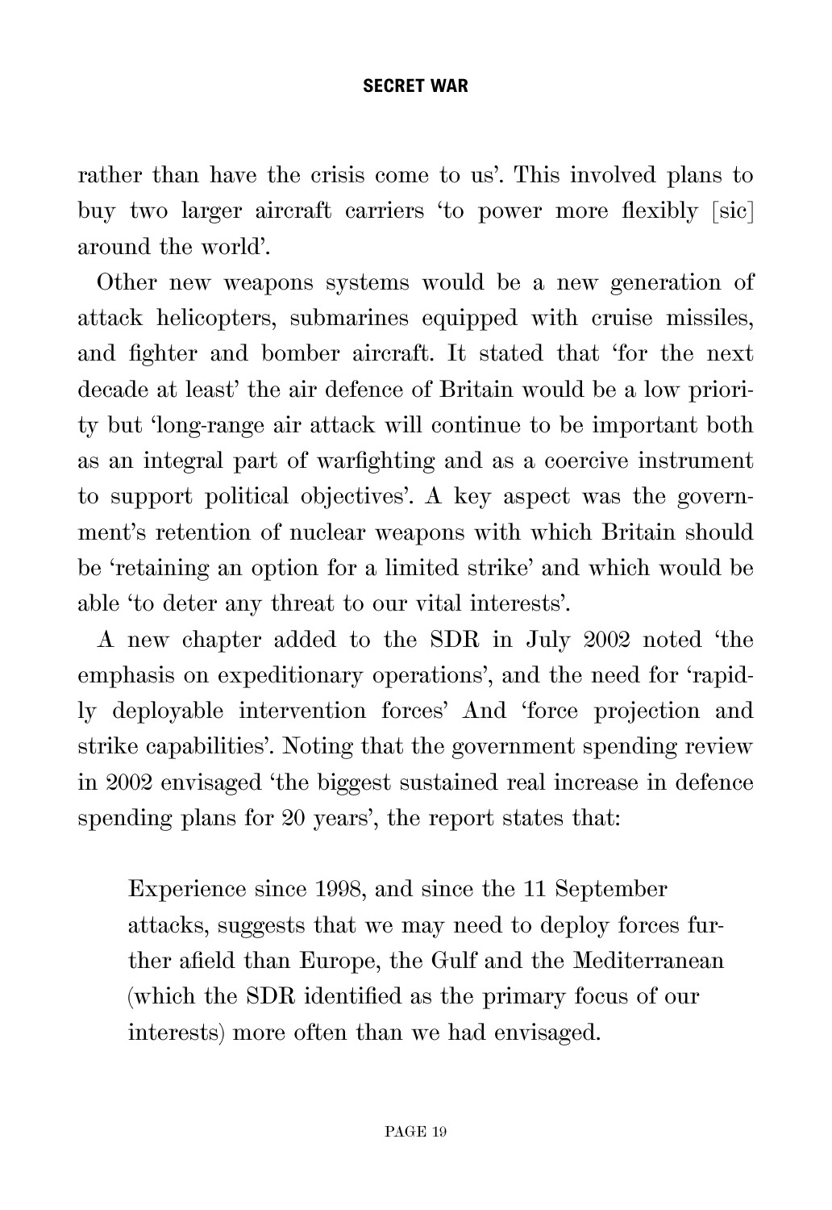rather than have the crisis come to us'. This involved plans to buy two larger aircraft carriers 'to power more flexibly [sic] around the world'.

Other new weapons systems would be a new generation of attack helicopters, submarines equipped with cruise missiles, and fighter and bomber aircraft. It stated that 'for the next decade at least' the air defence of Britain would be a low priority but 'long-range air attack will continue to be important both as an integral part of warfighting and as a coercive instrument to support political objectives'. A key aspect was the government's retention of nuclear weapons with which Britain should be 'retaining an option for a limited strike' and which would be able 'to deter any threat to our vital interests'.

A new chapter added to the SDR in July 2002 noted 'the emphasis on expeditionary operations', and the need for 'rapidly deployable intervention forces' And 'force projection and strike capabilities'. Noting that the government spending review in 2002 envisaged 'the biggest sustained real increase in defence spending plans for 20 years', the report states that:

> Experience since 1998, and since the 11 September attacks, suggests that we may need to deploy forces further afield than Europe, the Gulf and the Mediterranean (which the SDR identified as the primary focus of our interests) more often than we had envisaged.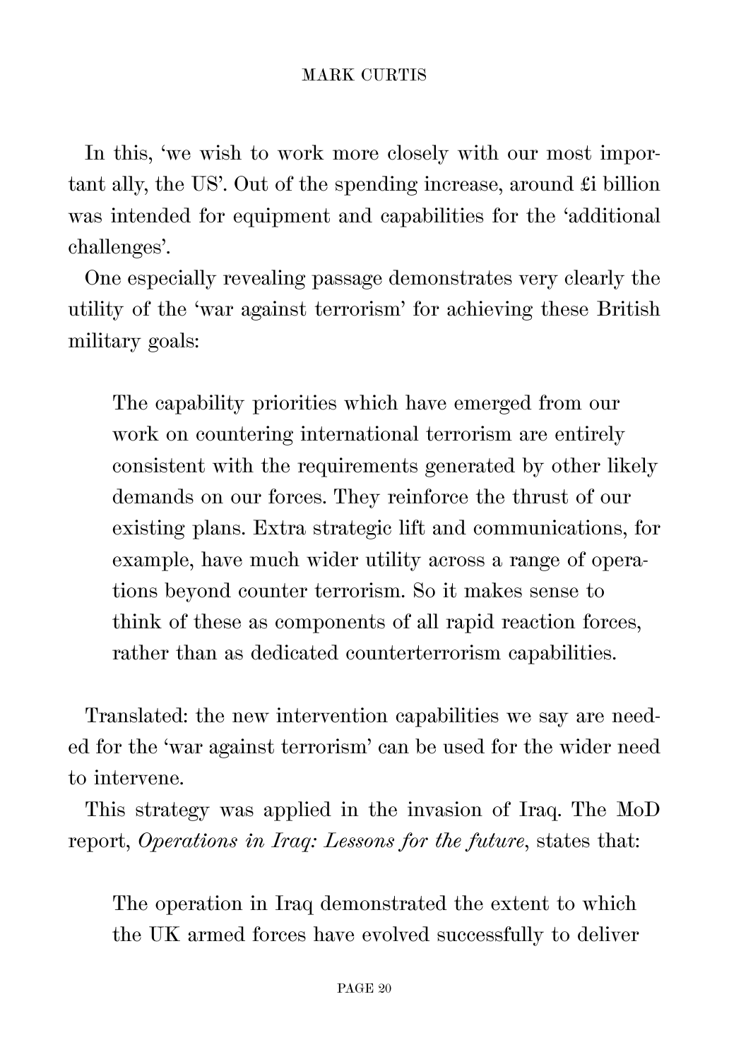In this, 'we wish to work more closely with our most important ally, the US'. Out of the spending increase, around £1 billion was intended for equipment and capabilities for the 'additional challenges'.

One especially revealing passage demonstrates very clearly the utility of the 'war against terrorism' for achieving these British military goals:

> The capability priorities which have emerged from our work on countering international terrorism are entirely consistent with the requirements generated by other likely demands on our forces. They reinforce the thrust of our existing plans. Extra strategic lift and communications, for example, have much wider utility across a range of operations beyond counter terrorism. So it makes sense to think of these as components of all rapid reaction forces, rather than as dedicated counterterrorism capabilities.

Translated: the new intervention capabilities we say are needed for the 'war against terrorism' can be used for the wider need to intervene.

This strategy was applied in the invasion of Iraq. The MoD report, *Operations in Iraq: Lessons for the future*, states that:

> The operation in Iraq demonstrated the extent to which the UK armed forces have evolved successfully to deliver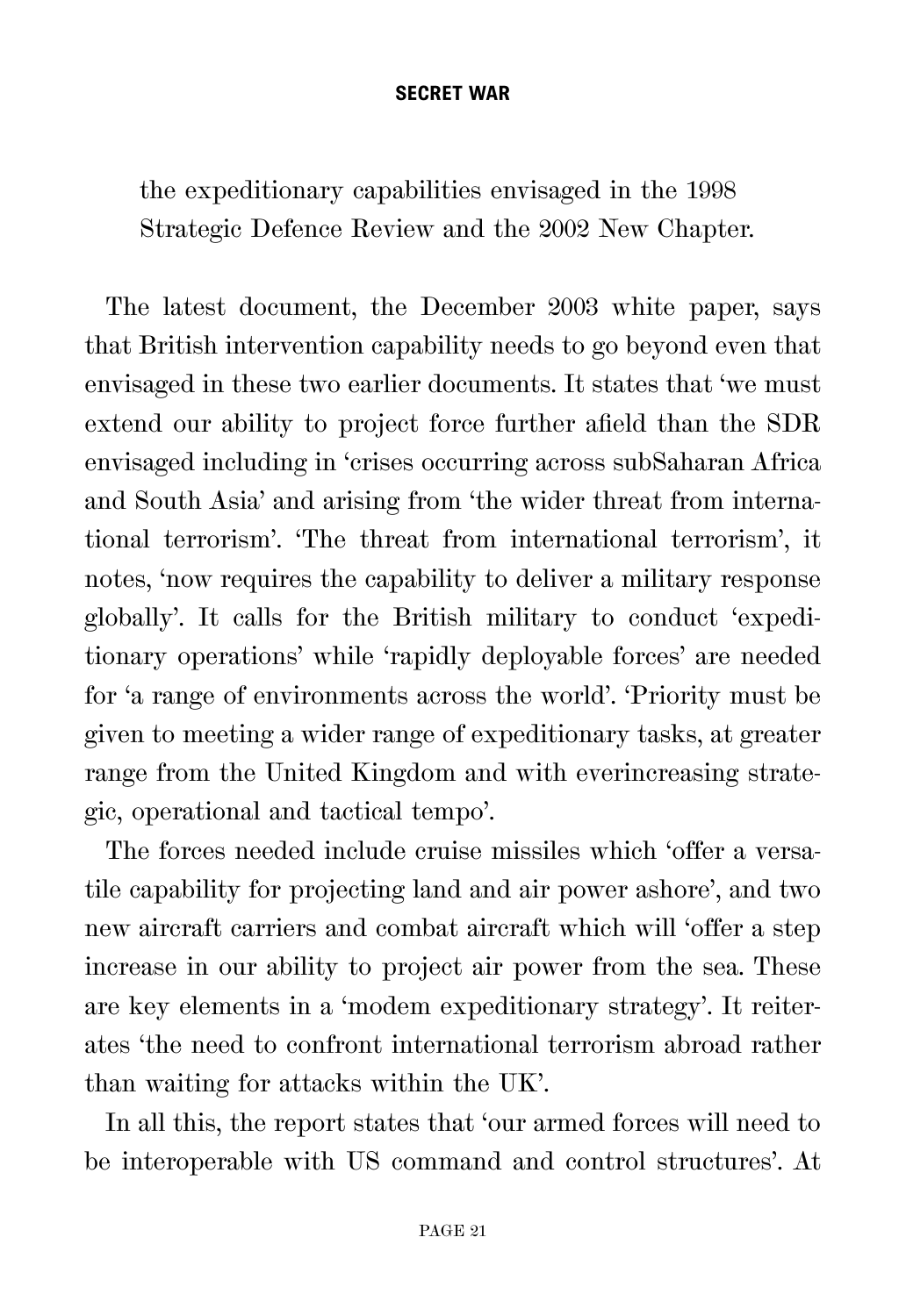the expeditionary capabilities envisaged in the 1998 Strategic Defence Review and the 2002 New Chapter.

The latest document, the December 2003 white paper, says that British intervention capability needs to go beyond even that envisaged in these two earlier documents. It states that 'we must extend our ability to project force further afield than the SDR envisaged including in 'crises occurring across subSaharan Africa and South Asia' and arising from 'the wider threat from international terrorism'. 'The threat from international terrorism', it notes, 'now requires the capability to deliver a military response globally'. It calls for the British military to conduct 'expeditionary operations' while 'rapidly deployable forces' are needed for 'a range of environments across the world'. 'Priority must be given to meeting a wider range of expeditionary tasks, at greater range from the United Kingdom and with everincreasing strategic, operational and tactical tempo'.

The forces needed include cruise missiles which 'offer a versatile capability for projecting land and air power ashore', and two new aircraft carriers and combat aircraft which will 'offer a step increase in our ability to project air power from the sea. These are key elements in a 'modem expeditionary strategy'. It reiterates 'the need to confront international terrorism abroad rather than waiting for attacks within the UK'.

In all this, the report states that 'our armed forces will need to be interoperable with US command and control structures'. At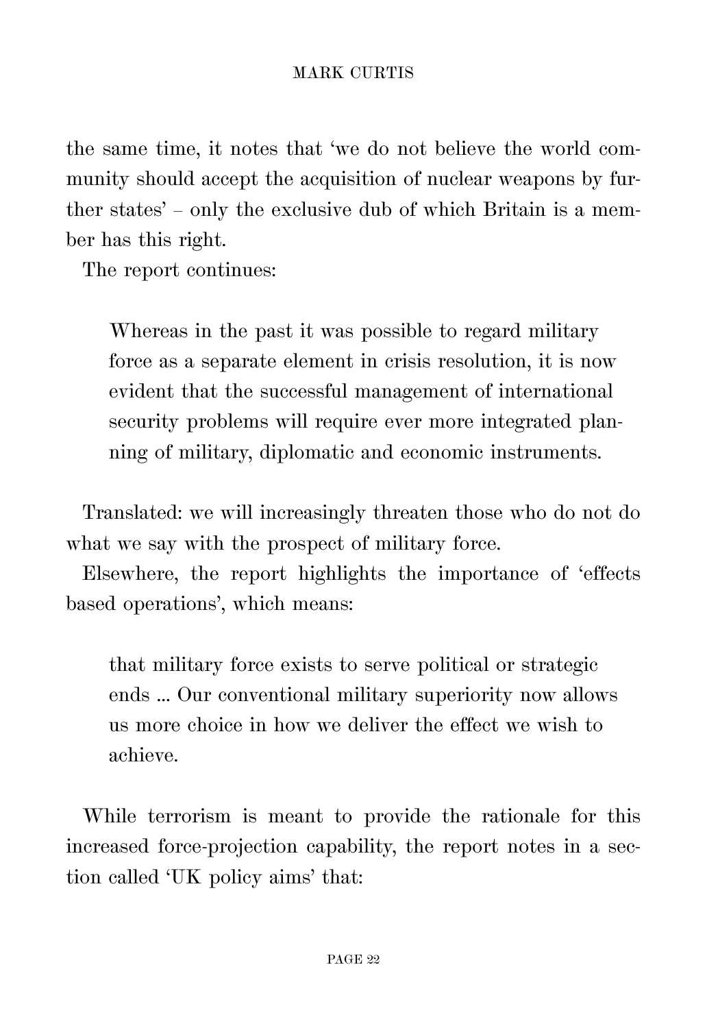the same time, it notes that 'we do not believe the world community should accept the acquisition of nuclear weapons by further states' – only the exclusive dub of which Britain is a member has this right.

The report continues:

> Whereas in the past it was possible to regard military force as a separate element in crisis resolution, it is now evident that the successful management of international security problems will require ever more integrated planning of military, diplomatic and economic instruments.

Translated: we will increasingly threaten those who do not do what we say with the prospect of military force.

Elsewhere, the report highlights the importance of 'effects based operations', which means:

> that military force exists to serve political or strategic ends ... Our conventional military superiority now allows us more choice in how we deliver the effect we wish to achieve.

While terrorism is meant to provide the rationale for this increased force-projection capability, the report notes in a section called 'UK policy aims' that: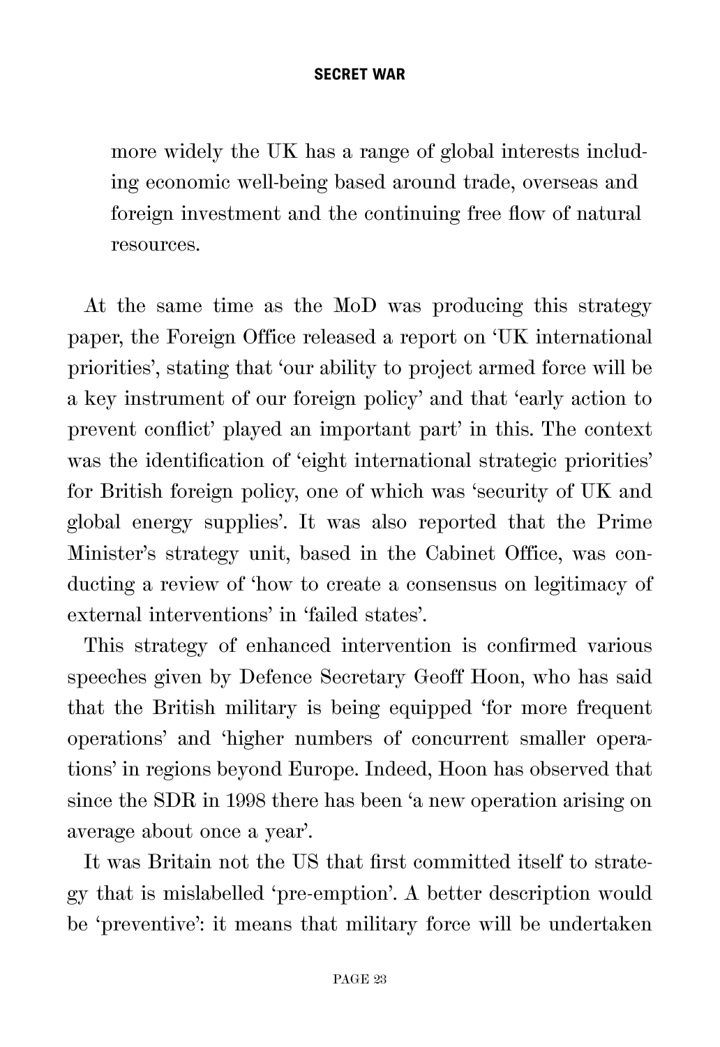> more widely the UK has a range of global interests including economic well-being based around trade, overseas and foreign investment and the continuing free flow of natural resources.

At the same time as the MoD was producing this strategy paper, the Foreign Office released a report on 'UK international priorities', stating that 'our ability to project armed force will be a key instrument of our foreign policy' and that 'early action to prevent conflict' played an important part' in this. The context was the identification of 'eight international strategic priorities' for British foreign policy, one of which was 'security of UK and global energy supplies'. It was also reported that the Prime Minister's strategy unit, based in the Cabinet Office, was conducting a review of 'how to create a consensus on legitimacy of external interventions' in 'failed states'.

This strategy of enhanced intervention is confirmed various speeches given by Defence Secretary Geoff Hoon, who has said that the British military is being equipped 'for more frequent operations' and 'higher numbers of concurrent smaller operations' in regions beyond Europe. Indeed, Hoon has observed that since the SDR in 1998 there has been 'a new operation arising on average about once a year'.

It was Britain not the US that first committed itself to strategy that is mislabelled 'pre-emption'. A better description would be 'preventive': it means that military force will be undertaken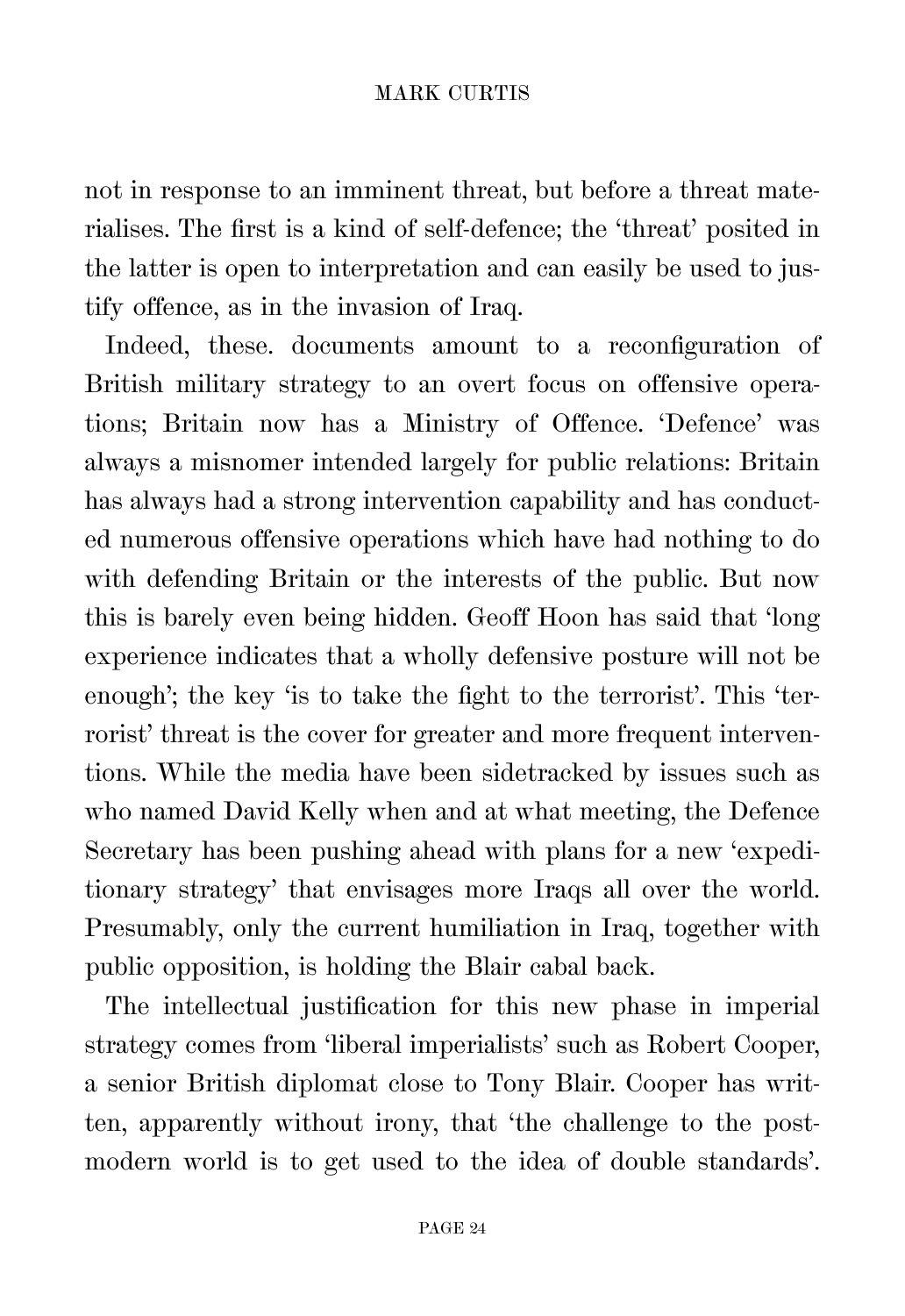not in response to an imminent threat, but before a threat materialises. The first is a kind of self-defence; the 'threat' posited in the latter is open to interpretation and can easily be used to justify offence, as in the invasion of Iraq.

Indeed, these. documents amount to a reconfiguration of British military strategy to an overt focus on offensive operations; Britain now has a Ministry of Offence. 'Defence' was always a misnomer intended largely for public relations: Britain has always had a strong intervention capability and has conducted numerous offensive operations which have had nothing to do with defending Britain or the interests of the public. But now this is barely even being hidden. Geoff Hoon has said that 'long experience indicates that a wholly defensive posture will not be enough'; the key 'is to take the fight to the terrorist'. This 'terrorist' threat is the cover for greater and more frequent interventions. While the media have been sidetracked by issues such as who named David Kelly when and at what meeting, the Defence Secretary has been pushing ahead with plans for a new 'expeditionary strategy' that envisages more Iraqs all over the world. Presumably, only the current humiliation in Iraq, together with public opposition, is holding the Blair cabal back.

The intellectual justification for this new phase in imperial strategy comes from 'liberal imperialists' such as Robert Cooper, a senior British diplomat close to Tony Blair. Cooper has written, apparently without irony, that 'the challenge to the postmodern world is to get used to the idea of double standards'.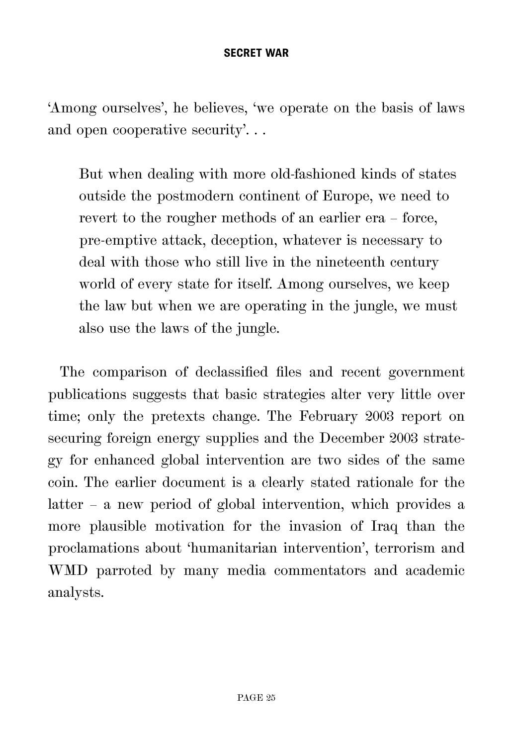'Among ourselves', he believes, 'we operate on the basis of laws and open cooperative security'. . .

> But when dealing with more old-fashioned kinds of states outside the postmodern continent of Europe, we need to revert to the rougher methods of an earlier era – force, pre-emptive attack, deception, whatever is necessary to deal with those who still live in the nineteenth century world of every state for itself. Among ourselves, we keep the law but when we are operating in the jungle, we must also use the laws of the jungle.

The comparison of declassified files and recent government publications suggests that basic strategies alter very little over time; only the pretexts change. The February 2003 report on securing foreign energy supplies and the December 2003 strategy for enhanced global intervention are two sides of the same coin. The earlier document is a clearly stated rationale for the latter – a new period of global intervention, which provides a more plausible motivation for the invasion of Iraq than the proclamations about 'humanitarian intervention', terrorism and WMD parroted by many media commentators and academic analysts.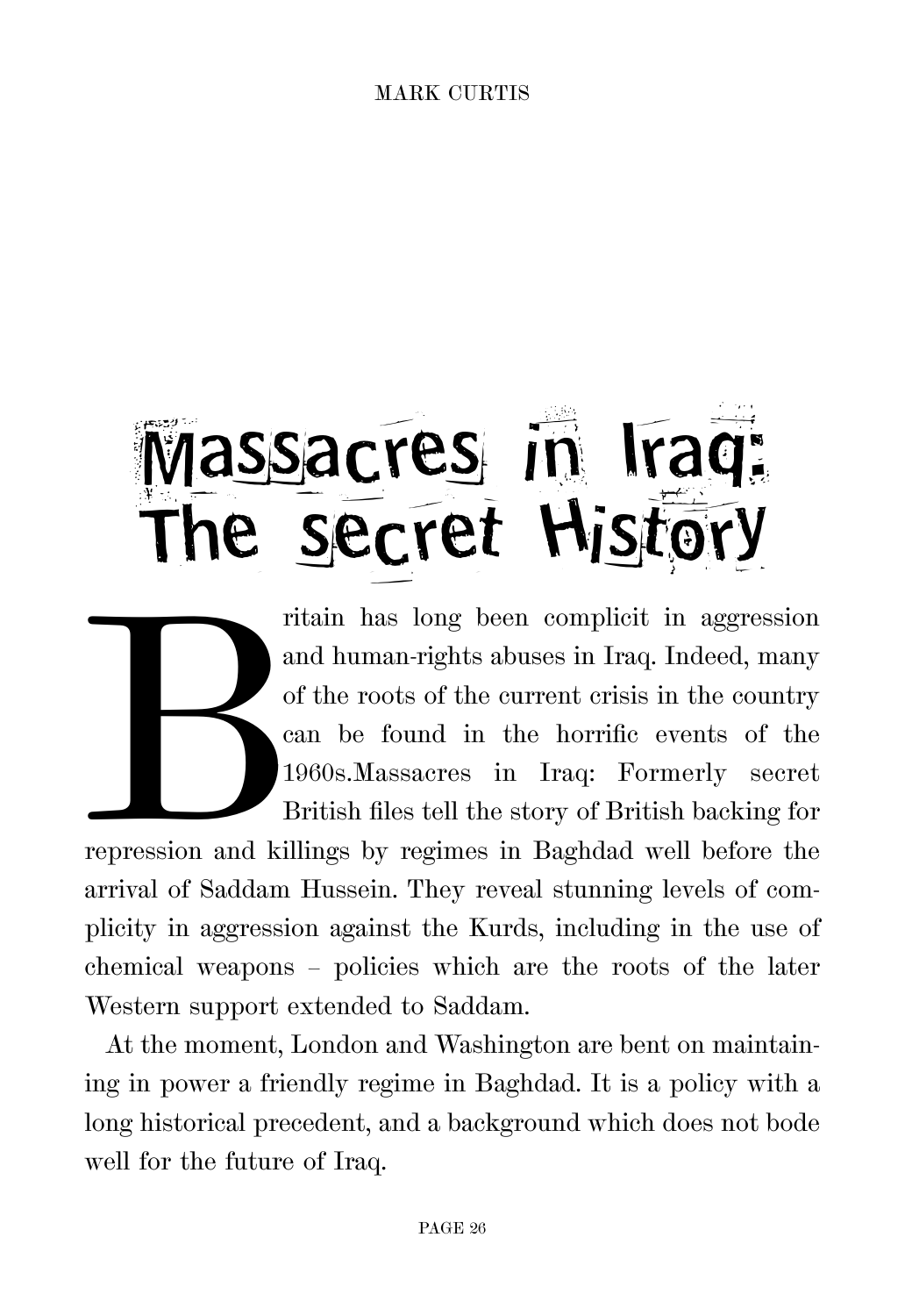# Massacres in Iraq: The secret History

Britain has long been complicit in aggression and human-rights abuses in Iraq. Indeed, many of the roots of the current crisis in the country can be found in the horrific events of the 1960s.Massacres in Iraq: Formerly secret British files tell the story of British backing for repression and killings by regimes in Baghdad well before the arrival of Saddam Hussein. They reveal stunning levels of complicity in aggression against the Kurds, including in the use of chemical weapons – policies which are the roots of the later Western support extended to Saddam.

At the moment, London and Washington are bent on maintaining in power a friendly regime in Baghdad. It is a policy with a long historical precedent, and a background which does not bode well for the future of Iraq.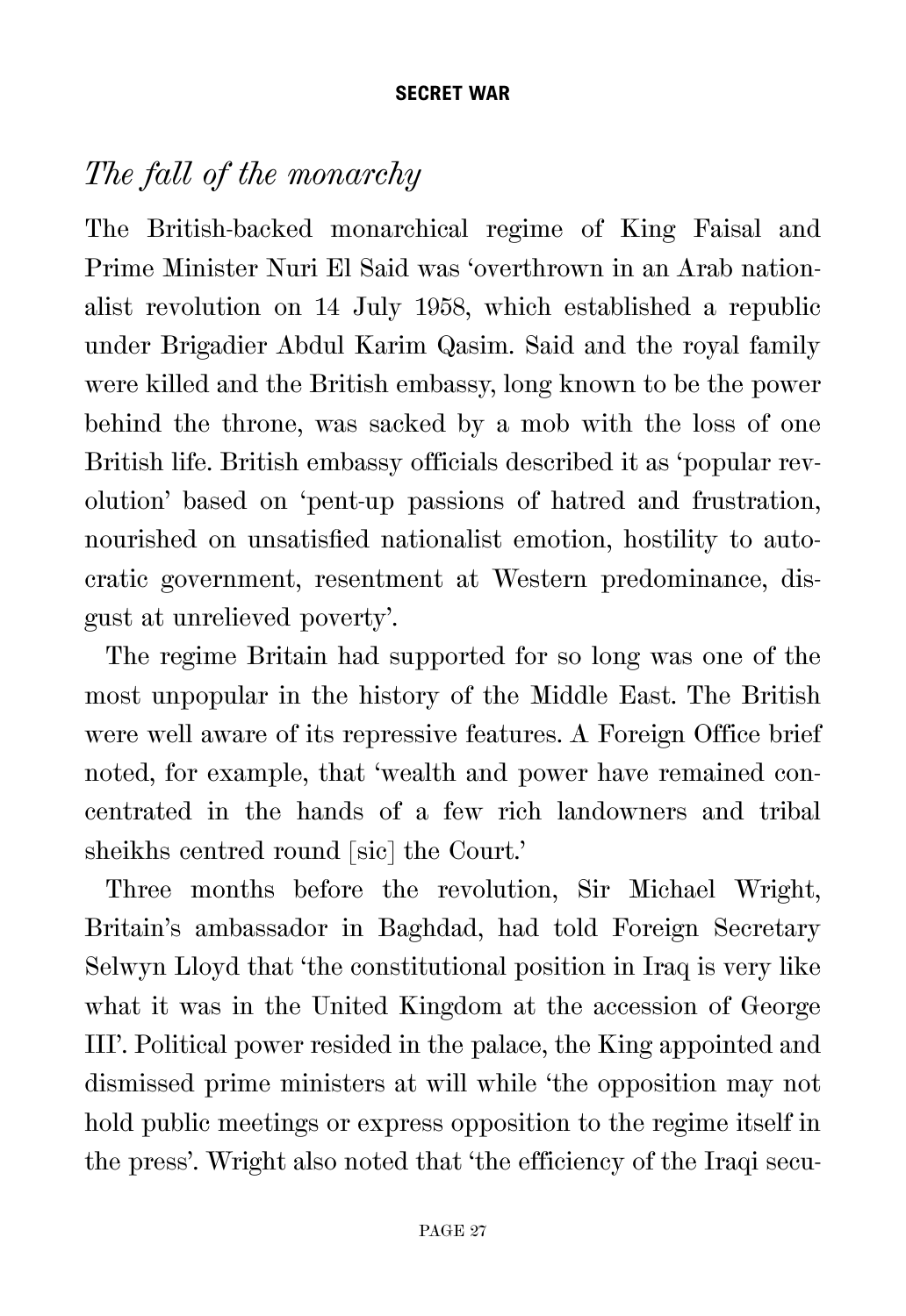## *The fall of the monarchy*

The British-backed monarchical regime of King Faisal and Prime Minister Nuri El Said was 'overthrown in an Arab nationalist revolution on 14 July 1958, which established a republic under Brigadier Abdul Karim Qasim. Said and the royal family were killed and the British embassy, long known to be the power behind the throne, was sacked by a mob with the loss of one British life. British embassy officials described it as 'popular revolution' based on 'pent-up passions of hatred and frustration, nourished on unsatisfied nationalist emotion, hostility to autocratic government, resentment at Western predominance, disgust at unrelieved poverty'.

The regime Britain had supported for so long was one of the most unpopular in the history of the Middle East. The British were well aware of its repressive features. A Foreign Office brief noted, for example, that 'wealth and power have remained concentrated in the hands of a few rich landowners and tribal sheikhs centred round [sic] the Court.'

Three months before the revolution, Sir Michael Wright, Britain's ambassador in Baghdad, had told Foreign Secretary Selwyn Lloyd that 'the constitutional position in Iraq is very like what it was in the United Kingdom at the accession of George III'. Political power resided in the palace, the King appointed and dismissed prime ministers at will while 'the opposition may not hold public meetings or express opposition to the regime itself in the press'. Wright also noted that 'the efficiency of the Iraqi secu-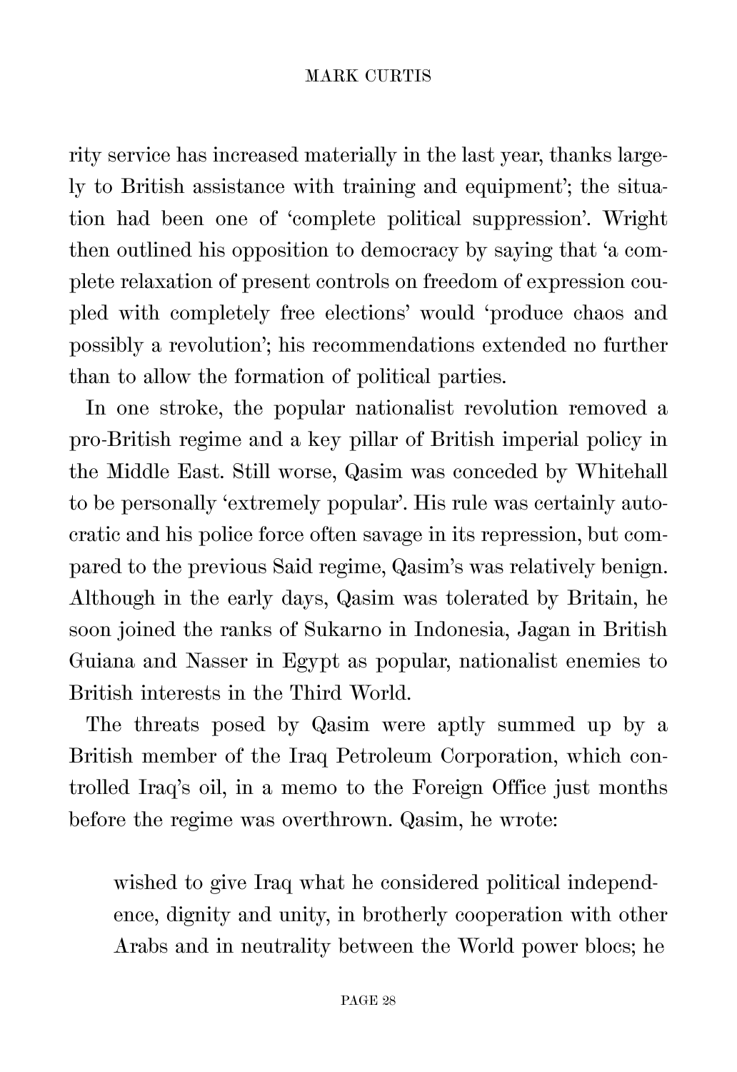rity service has increased materially in the last year, thanks largely to British assistance with training and equipment'; the situation had been one of 'complete political suppression'. Wright then outlined his opposition to democracy by saying that 'a complete relaxation of present controls on freedom of expression coupled with completely free elections' would 'produce chaos and possibly a revolution'; his recommendations extended no further than to allow the formation of political parties.

In one stroke, the popular nationalist revolution removed a pro-British regime and a key pillar of British imperial policy in the Middle East. Still worse, Qasim was conceded by Whitehall to be personally 'extremely popular'. His rule was certainly autocratic and his police force often savage in its repression, but compared to the previous Said regime, Qasim's was relatively benign. Although in the early days, Qasim was tolerated by Britain, he soon joined the ranks of Sukarno in Indonesia, Jagan in British Guiana and Nasser in Egypt as popular, nationalist enemies to British interests in the Third World.

The threats posed by Qasim were aptly summed up by a British member of the Iraq Petroleum Corporation, which controlled Iraq's oil, in a memo to the Foreign Office just months before the regime was overthrown. Qasim, he wrote:

> wished to give Iraq what he considered political independence, dignity and unity, in brotherly cooperation with other Arabs and in neutrality between the World power blocs; he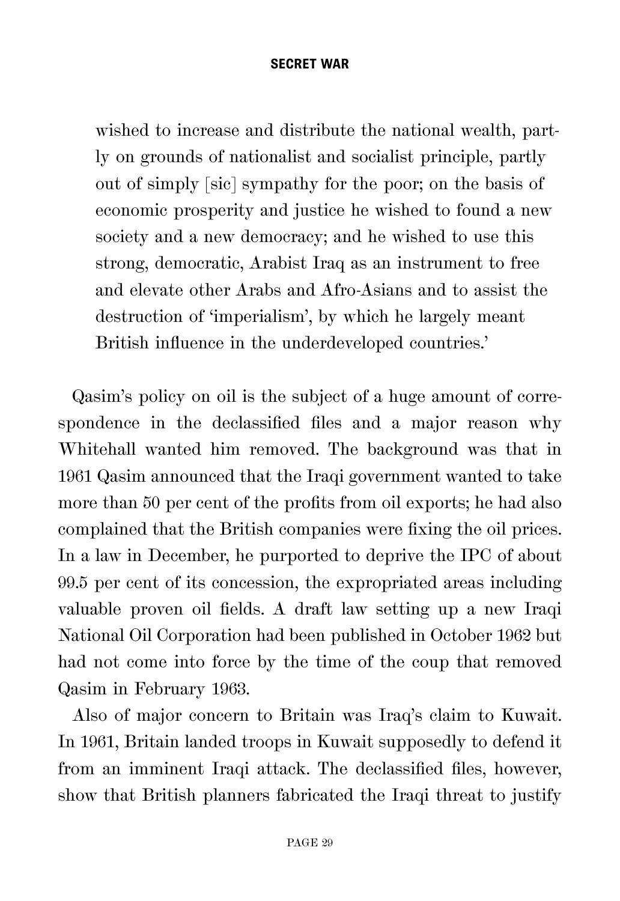> wished to increase and distribute the national wealth, partly on grounds of nationalist and socialist principle, partly out of simply [sic] sympathy for the poor; on the basis of economic prosperity and justice he wished to found a new society and a new democracy; and he wished to use this strong, democratic, Arabist Iraq as an instrument to free and elevate other Arabs and Afro-Asians and to assist the destruction of 'imperialism', by which he largely meant British influence in the underdeveloped countries.'

Qasim's policy on oil is the subject of a huge amount of correspondence in the declassified files and a major reason why Whitehall wanted him removed. The background was that in 1961 Qasim announced that the Iraqi government wanted to take more than 50 per cent of the profits from oil exports; he had also complained that the British companies were fixing the oil prices. In a law in December, he purported to deprive the IPC of about 99.5 per cent of its concession, the expropriated areas including valuable proven oil fields. A draft law setting up a new Iraqi National Oil Corporation had been published in October 1962 but had not come into force by the time of the coup that removed Qasim in February 1963.

Also of major concern to Britain was Iraq's claim to Kuwait. In 1961, Britain landed troops in Kuwait supposedly to defend it from an imminent Iraqi attack. The declassified files, however, show that British planners fabricated the Iraqi threat to justify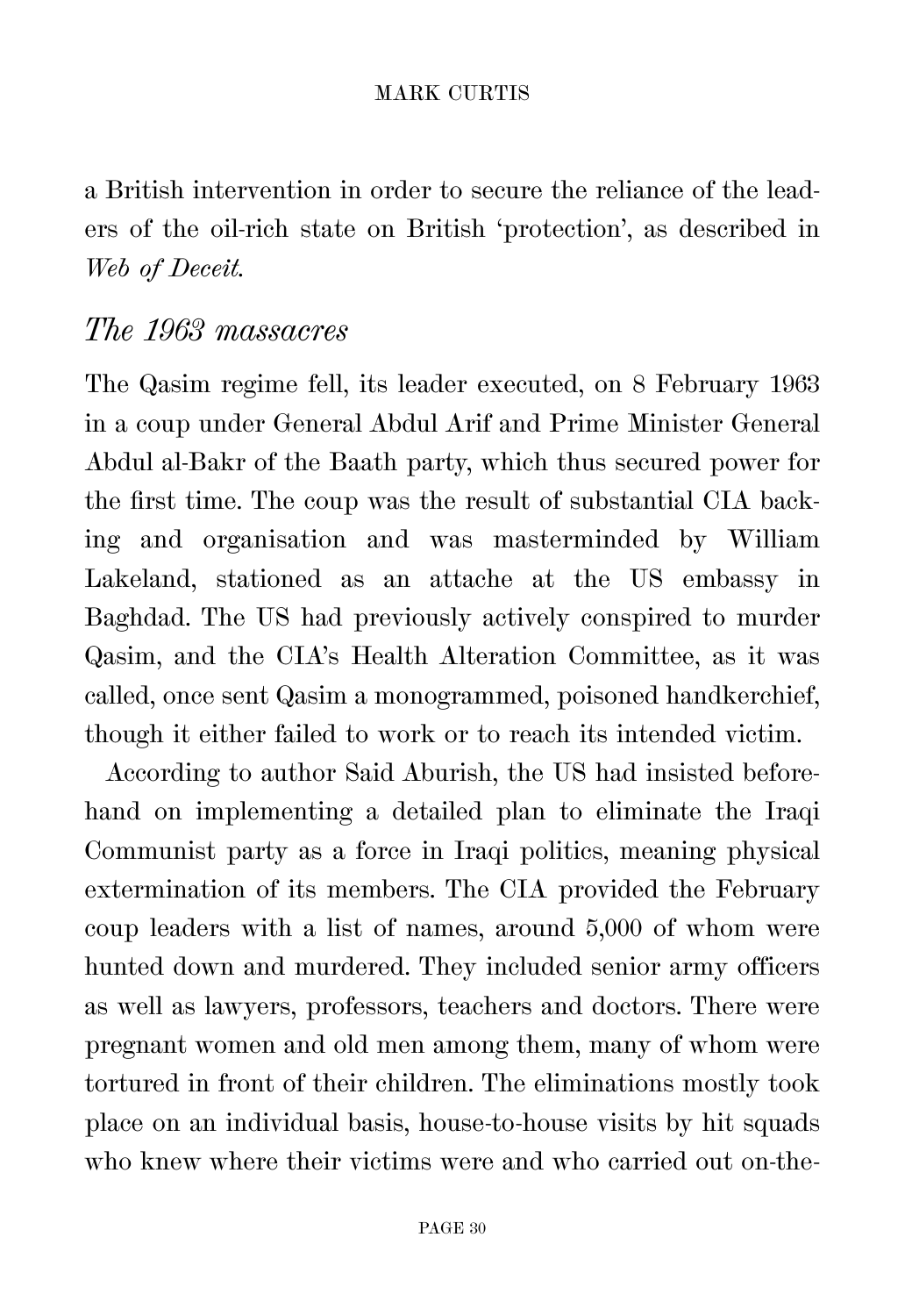a British intervention in order to secure the reliance of the leaders of the oil-rich state on British 'protection', as described in *Web of Deceit*.

## *The 1963 massacres*

The Qasim regime fell, its leader executed, on 8 February 1963 in a coup under General Abdul Arif and Prime Minister General Abdul al-Bakr of the Baath party, which thus secured power for the first time. The coup was the result of substantial CIA backing and organisation and was masterminded by William Lakeland, stationed as an attache at the US embassy in Baghdad. The US had previously actively conspired to murder Qasim, and the CIA's Health Alteration Committee, as it was called, once sent Qasim a monogrammed, poisoned handkerchief, though it either failed to work or to reach its intended victim.

According to author Said Aburish, the US had insisted beforehand on implementing a detailed plan to eliminate the Iraqi Communist party as a force in Iraqi politics, meaning physical extermination of its members. The CIA provided the February coup leaders with a list of names, around 5,000 of whom were hunted down and murdered. They included senior army officers as well as lawyers, professors, teachers and doctors. There were pregnant women and old men among them, many of whom were tortured in front of their children. The eliminations mostly took place on an individual basis, house-to-house visits by hit squads who knew where their victims were and who carried out on-the-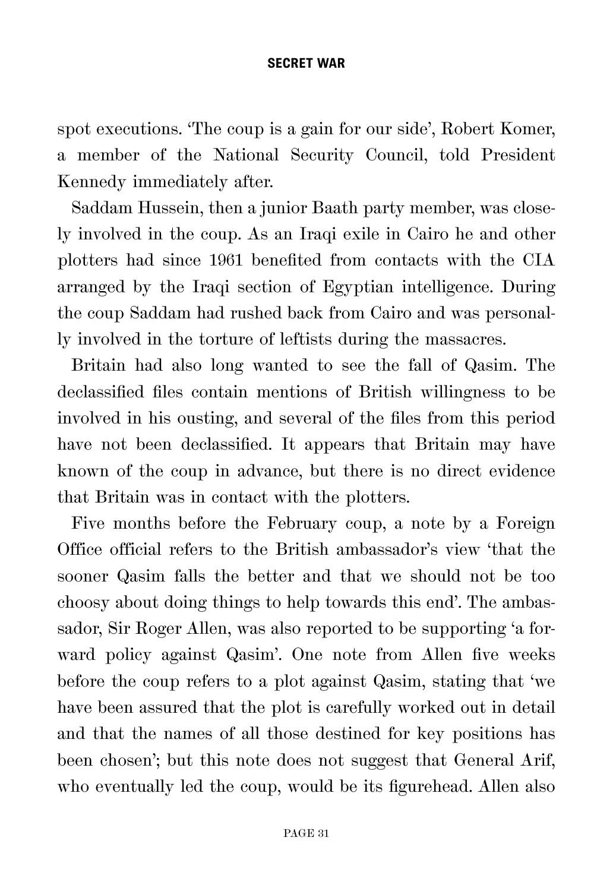spot executions. 'The coup is a gain for our side', Robert Komer, a member of the National Security Council, told President Kennedy immediately after.

Saddam Hussein, then a junior Baath party member, was closely involved in the coup. As an Iraqi exile in Cairo he and other plotters had since 1961 benefited from contacts with the CIA arranged by the Iraqi section of Egyptian intelligence. During the coup Saddam had rushed back from Cairo and was personally involved in the torture of leftists during the massacres.

Britain had also long wanted to see the fall of Qasim. The declassified files contain mentions of British willingness to be involved in his ousting, and several of the files from this period have not been declassified. It appears that Britain may have known of the coup in advance, but there is no direct evidence that Britain was in contact with the plotters.

Five months before the February coup, a note by a Foreign Office official refers to the British ambassador's view 'that the sooner Qasim falls the better and that we should not be too choosy about doing things to help towards this end'. The ambassador, Sir Roger Allen, was also reported to be supporting 'a forward policy against Qasim'. One note from Allen five weeks before the coup refers to a plot against Qasim, stating that 'we have been assured that the plot is carefully worked out in detail and that the names of all those destined for key positions has been chosen'; but this note does not suggest that General Arif, who eventually led the coup, would be its figurehead. Allen also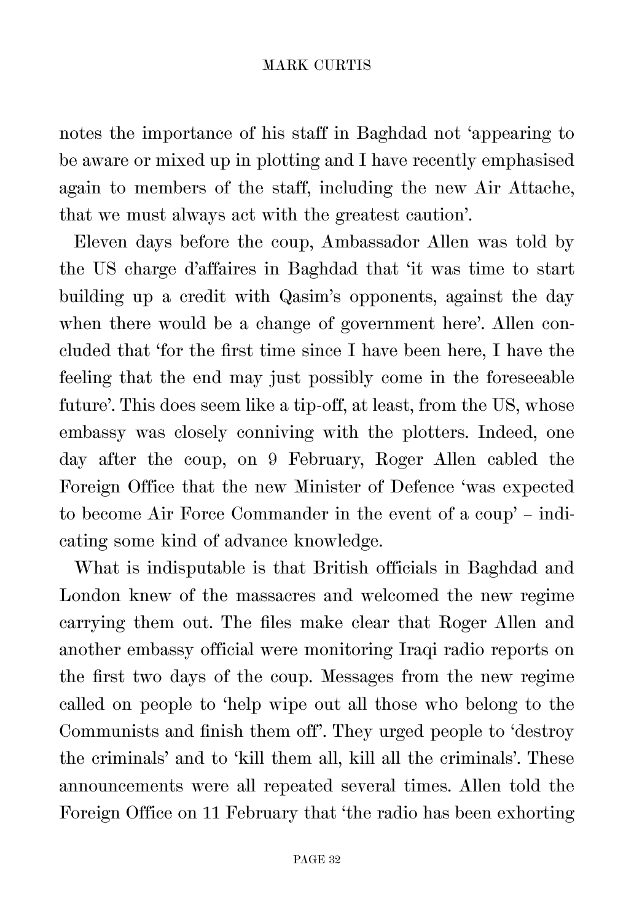notes the importance of his staff in Baghdad not 'appearing to be aware or mixed up in plotting and I have recently emphasised again to members of the staff, including the new Air Attache, that we must always act with the greatest caution'.

Eleven days before the coup, Ambassador Allen was told by the US charge d'affaires in Baghdad that 'it was time to start building up a credit with Qasim's opponents, against the day when there would be a change of government here'. Allen concluded that 'for the first time since I have been here, I have the feeling that the end may just possibly come in the foreseeable future'. This does seem like a tip-off, at least, from the US, whose embassy was closely conniving with the plotters. Indeed, one day after the coup, on 9 February, Roger Allen cabled the Foreign Office that the new Minister of Defence 'was expected to become Air Force Commander in the event of a coup' – indicating some kind of advance knowledge.

What is indisputable is that British officials in Baghdad and London knew of the massacres and welcomed the new regime carrying them out. The files make clear that Roger Allen and another embassy official were monitoring Iraqi radio reports on the first two days of the coup. Messages from the new regime called on people to 'help wipe out all those who belong to the Communists and finish them off'. They urged people to 'destroy the criminals' and to 'kill them all, kill all the criminals'. These announcements were all repeated several times. Allen told the Foreign Office on 11 February that 'the radio has been exhorting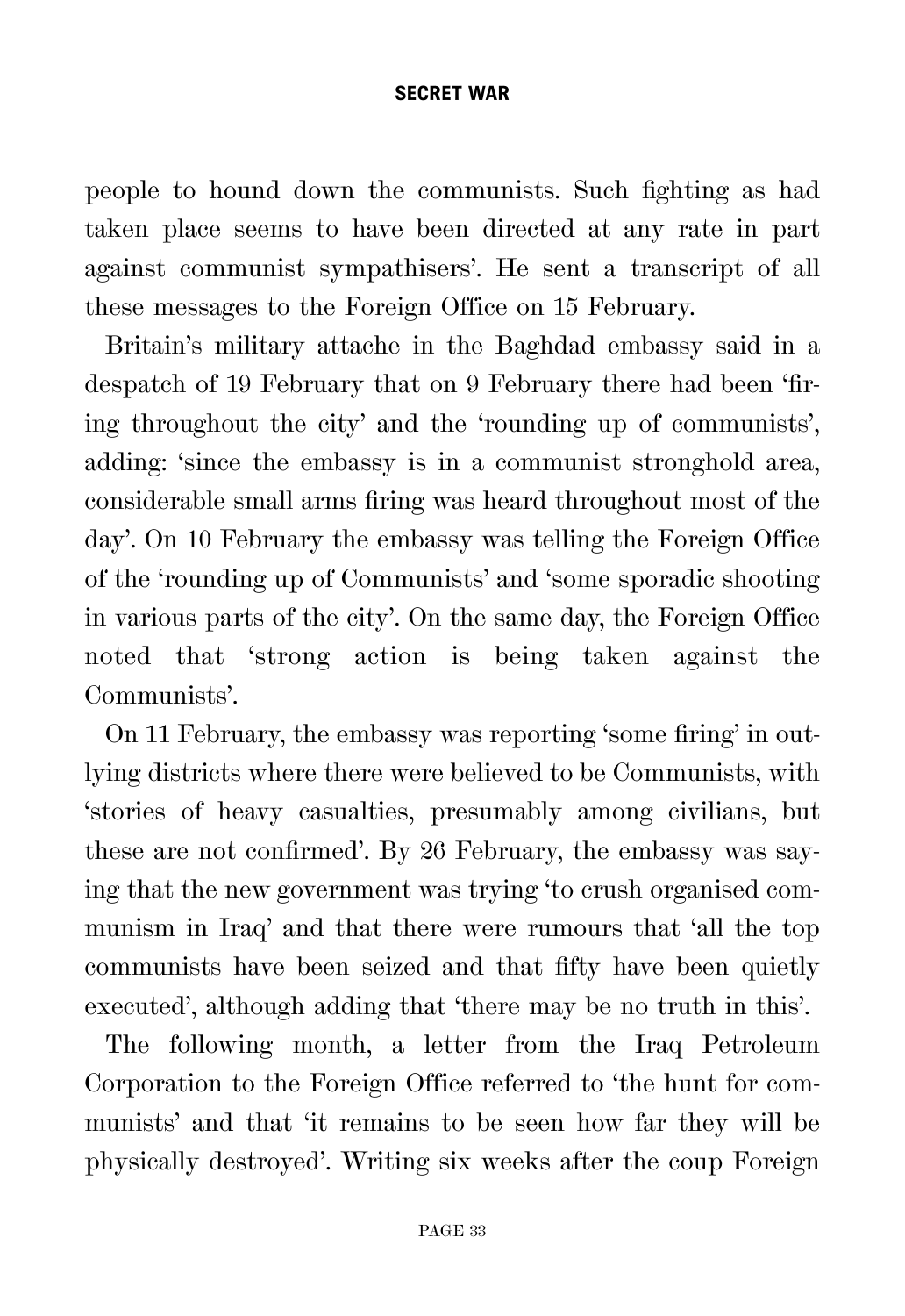people to hound down the communists. Such fighting as had taken place seems to have been directed at any rate in part against communist sympathisers'. He sent a transcript of all these messages to the Foreign Office on 15 February.

Britain's military attache in the Baghdad embassy said in a despatch of 19 February that on 9 February there had been 'firing throughout the city' and the 'rounding up of communists', adding: 'since the embassy is in a communist stronghold area, considerable small arms firing was heard throughout most of the day'. On 10 February the embassy was telling the Foreign Office of the 'rounding up of Communists' and 'some sporadic shooting in various parts of the city'. On the same day, the Foreign Office noted that 'strong action is being taken against the Communists'.

On 11 February, the embassy was reporting 'some firing' in outlying districts where there were believed to be Communists, with 'stories of heavy casualties, presumably among civilians, but these are not confirmed'. By 26 February, the embassy was saying that the new government was trying 'to crush organised communism in Iraq' and that there were rumours that 'all the top communists have been seized and that fifty have been quietly executed', although adding that 'there may be no truth in this'.

The following month, a letter from the Iraq Petroleum Corporation to the Foreign Office referred to 'the hunt for communists' and that 'it remains to be seen how far they will be physically destroyed'. Writing six weeks after the coup Foreign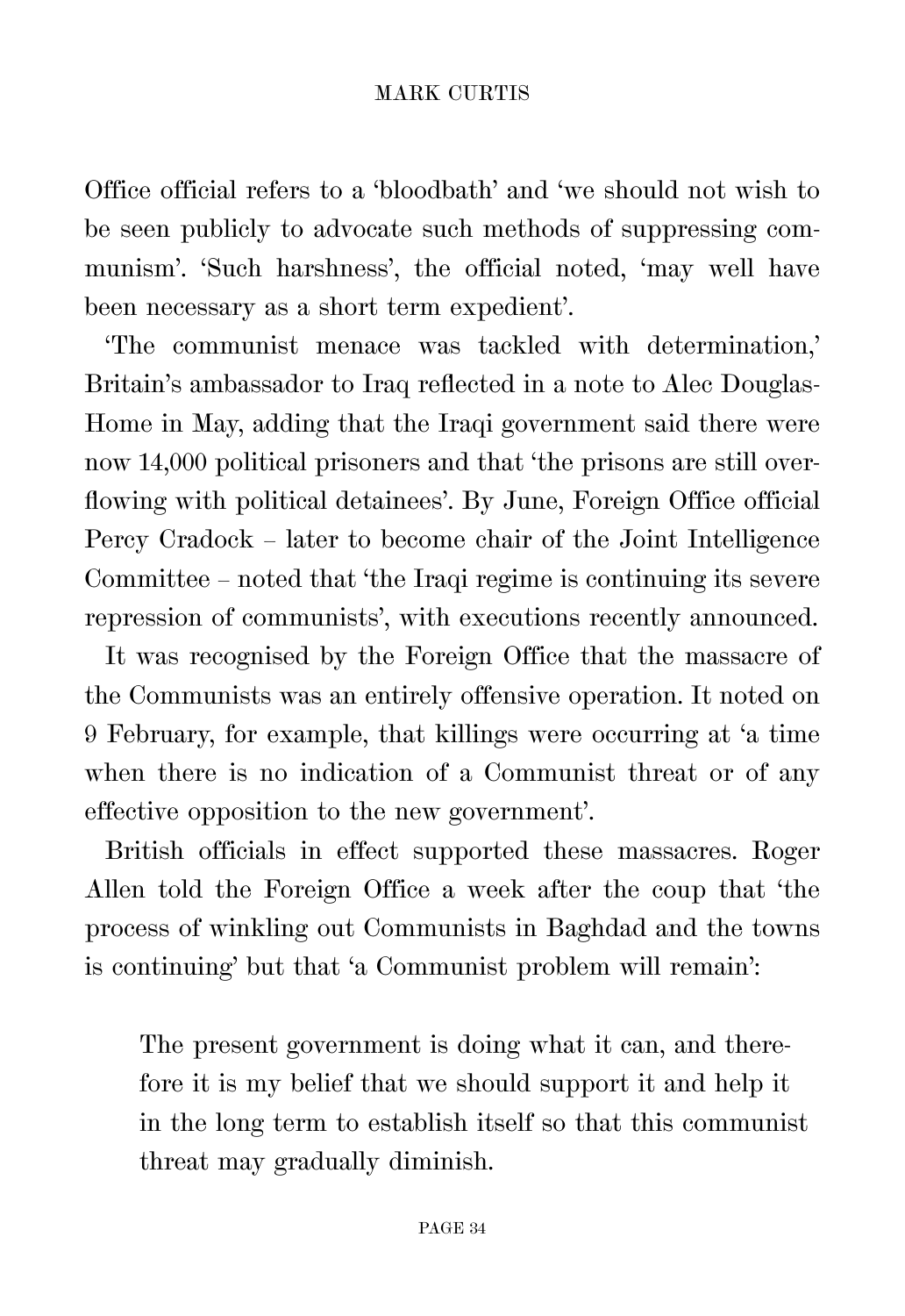Office official refers to a 'bloodbath' and 'we should not wish to be seen publicly to advocate such methods of suppressing communism'. 'Such harshness', the official noted, 'may well have been necessary as a short term expedient'.

'The communist menace was tackled with determination,' Britain's ambassador to Iraq reflected in a note to Alec Douglas-Home in May, adding that the Iraqi government said there were now 14,000 political prisoners and that 'the prisons are still overflowing with political detainees'. By June, Foreign Office official Percy Cradock – later to become chair of the Joint Intelligence Committee – noted that 'the Iraqi regime is continuing its severe repression of communists', with executions recently announced.

It was recognised by the Foreign Office that the massacre of the Communists was an entirely offensive operation. It noted on 9 February, for example, that killings were occurring at 'a time when there is no indication of a Communist threat or of any effective opposition to the new government'.

British officials in effect supported these massacres. Roger Allen told the Foreign Office a week after the coup that 'the process of winkling out Communists in Baghdad and the towns is continuing' but that 'a Communist problem will remain':

> The present government is doing what it can, and therefore it is my belief that we should support it and help it in the long term to establish itself so that this communist threat may gradually diminish.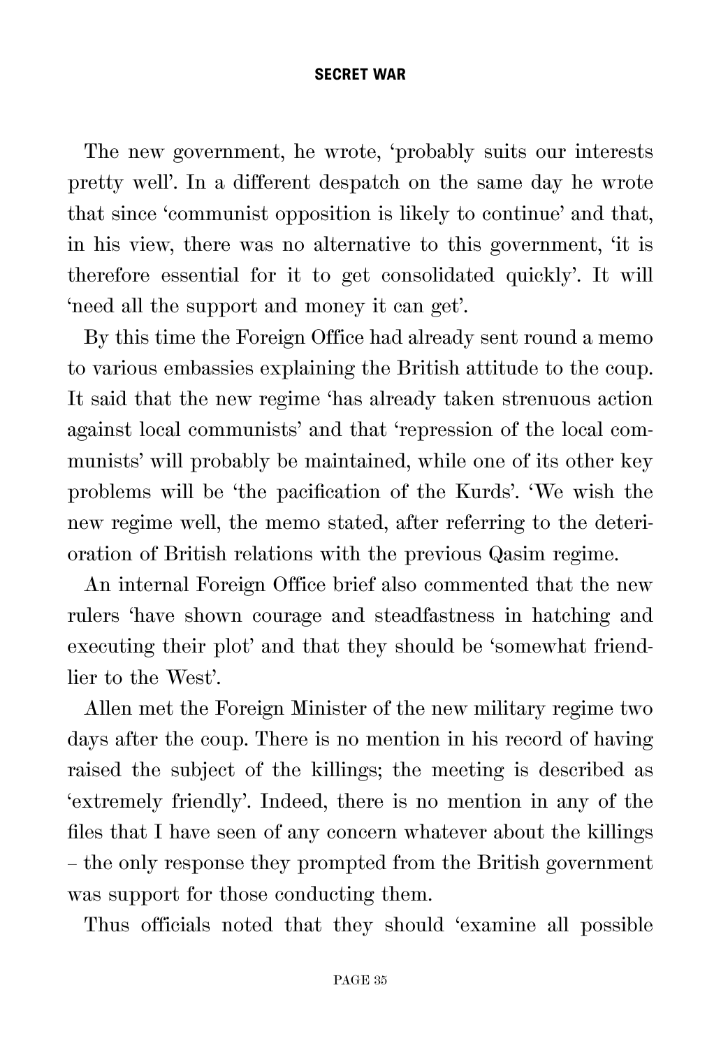The new government, he wrote, 'probably suits our interests pretty well'. In a different despatch on the same day he wrote that since 'communist opposition is likely to continue' and that, in his view, there was no alternative to this government, 'it is therefore essential for it to get consolidated quickly'. It will 'need all the support and money it can get'.

By this time the Foreign Office had already sent round a memo to various embassies explaining the British attitude to the coup. It said that the new regime 'has already taken strenuous action against local communists' and that 'repression of the local communists' will probably be maintained, while one of its other key problems will be 'the pacification of the Kurds'. 'We wish the new regime well, the memo stated, after referring to the deterioration of British relations with the previous Qasim regime.

An internal Foreign Office brief also commented that the new rulers 'have shown courage and steadfastness in hatching and executing their plot' and that they should be 'somewhat friendlier to the West'.

Allen met the Foreign Minister of the new military regime two days after the coup. There is no mention in his record of having raised the subject of the killings; the meeting is described as 'extremely friendly'. Indeed, there is no mention in any of the files that I have seen of any concern whatever about the killings – the only response they prompted from the British government was support for those conducting them.

Thus officials noted that they should 'examine all possible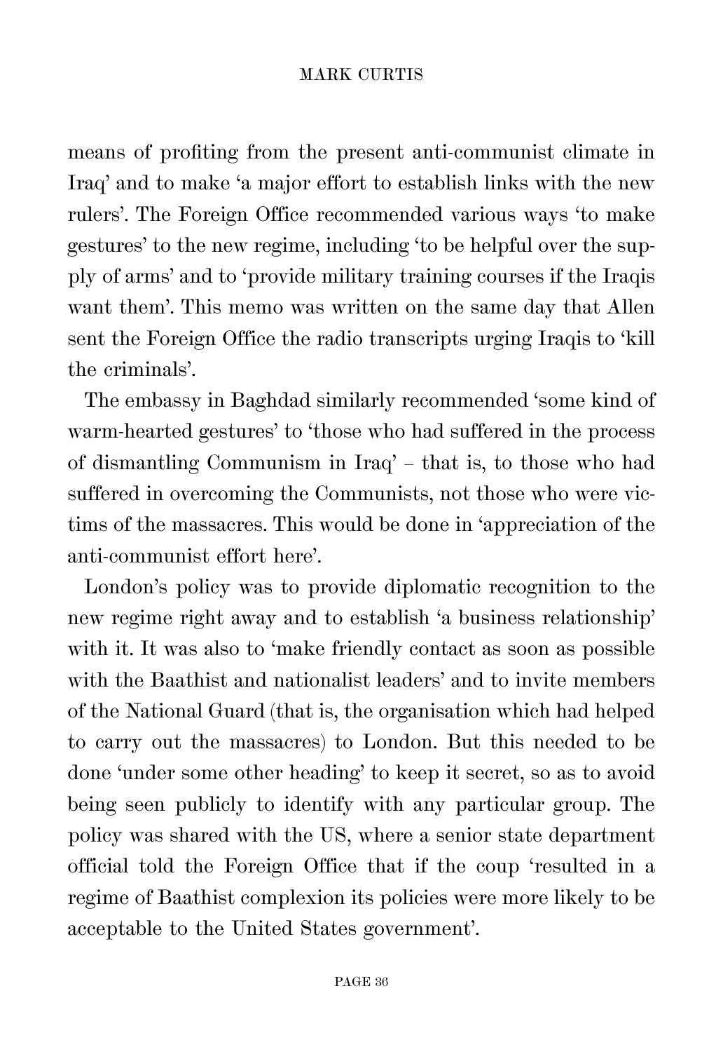means of profiting from the present anti-communist climate in Iraq' and to make 'a major effort to establish links with the new rulers'. The Foreign Office recommended various ways 'to make gestures' to the new regime, including 'to be helpful over the supply of arms' and to 'provide military training courses if the Iraqis want them'. This memo was written on the same day that Allen sent the Foreign Office the radio transcripts urging Iraqis to 'kill the criminals'.

The embassy in Baghdad similarly recommended 'some kind of warm-hearted gestures' to 'those who had suffered in the process of dismantling Communism in Iraq' – that is, to those who had suffered in overcoming the Communists, not those who were victims of the massacres. This would be done in 'appreciation of the anti-communist effort here'.

London's policy was to provide diplomatic recognition to the new regime right away and to establish 'a business relationship' with it. It was also to 'make friendly contact as soon as possible with the Baathist and nationalist leaders' and to invite members of the National Guard (that is, the organisation which had helped to carry out the massacres) to London. But this needed to be done 'under some other heading' to keep it secret, so as to avoid being seen publicly to identify with any particular group. The policy was shared with the US, where a senior state department official told the Foreign Office that if the coup 'resulted in a regime of Baathist complexion its policies were more likely to be acceptable to the United States government'.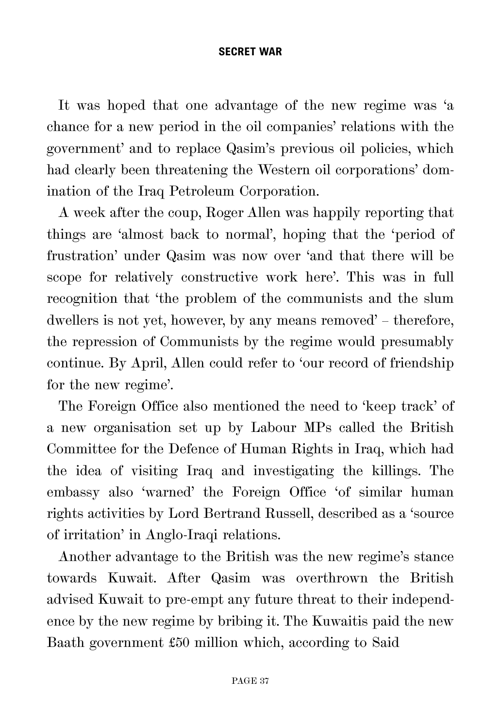It was hoped that one advantage of the new regime was 'a chance for a new period in the oil companies' relations with the government' and to replace Qasim's previous oil policies, which had clearly been threatening the Western oil corporations' domination of the Iraq Petroleum Corporation.

A week after the coup, Roger Allen was happily reporting that things are 'almost back to normal', hoping that the 'period of frustration' under Qasim was now over 'and that there will be scope for relatively constructive work here'. This was in full recognition that 'the problem of the communists and the slum dwellers is not yet, however, by any means removed' – therefore, the repression of Communists by the regime would presumably continue. By April, Allen could refer to 'our record of friendship for the new regime'.

The Foreign Office also mentioned the need to 'keep track' of a new organisation set up by Labour MPs called the British Committee for the Defence of Human Rights in Iraq, which had the idea of visiting Iraq and investigating the killings. The embassy also 'warned' the Foreign Office 'of similar human rights activities by Lord Bertrand Russell, described as a 'source of irritation' in Anglo-Iraqi relations.

Another advantage to the British was the new regime's stance towards Kuwait. After Qasim was overthrown the British advised Kuwait to pre-empt any future threat to their independence by the new regime by bribing it. The Kuwaitis paid the new Baath government £50 million which, according to Said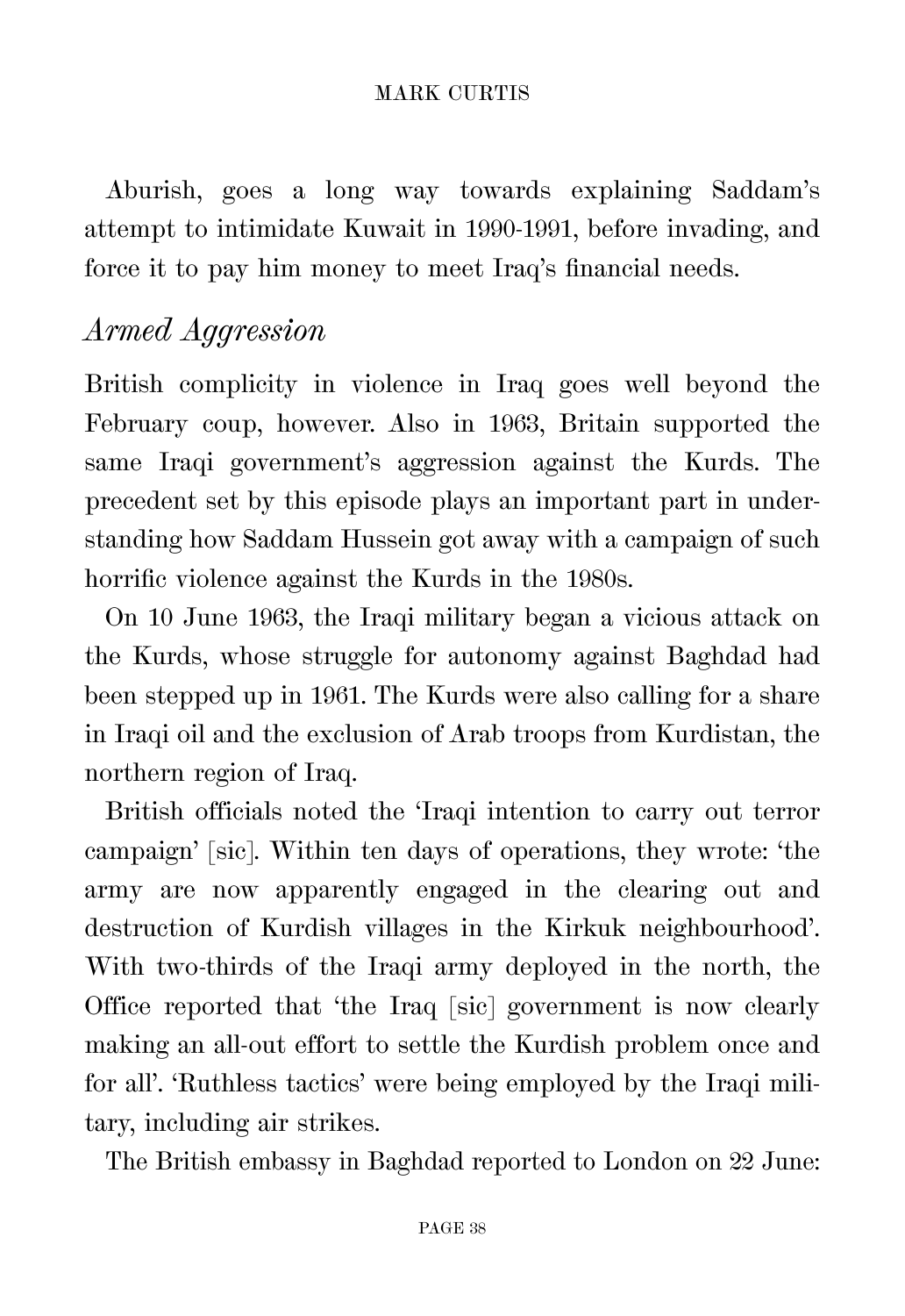Aburish, goes a long way towards explaining Saddam's attempt to intimidate Kuwait in 1990-1991, before invading, and force it to pay him money to meet Iraq's financial needs.

## *Armed Aggression*

British complicity in violence in Iraq goes well beyond the February coup, however. Also in 1963, Britain supported the same Iraqi government's aggression against the Kurds. The precedent set by this episode plays an important part in understanding how Saddam Hussein got away with a campaign of such horrific violence against the Kurds in the 1980s.

On 10 June 1963, the Iraqi military began a vicious attack on the Kurds, whose struggle for autonomy against Baghdad had been stepped up in 1961. The Kurds were also calling for a share in Iraqi oil and the exclusion of Arab troops from Kurdistan, the northern region of Iraq.

British officials noted the 'Iraqi intention to carry out terror campaign' [sic]. Within ten days of operations, they wrote: 'the army are now apparently engaged in the clearing out and destruction of Kurdish villages in the Kirkuk neighbourhood'. With two-thirds of the Iraqi army deployed in the north, the Office reported that 'the Iraq [sic] government is now clearly making an all-out effort to settle the Kurdish problem once and for all'. 'Ruthless tactics' were being employed by the Iraqi military, including air strikes.

The British embassy in Baghdad reported to London on 22 June: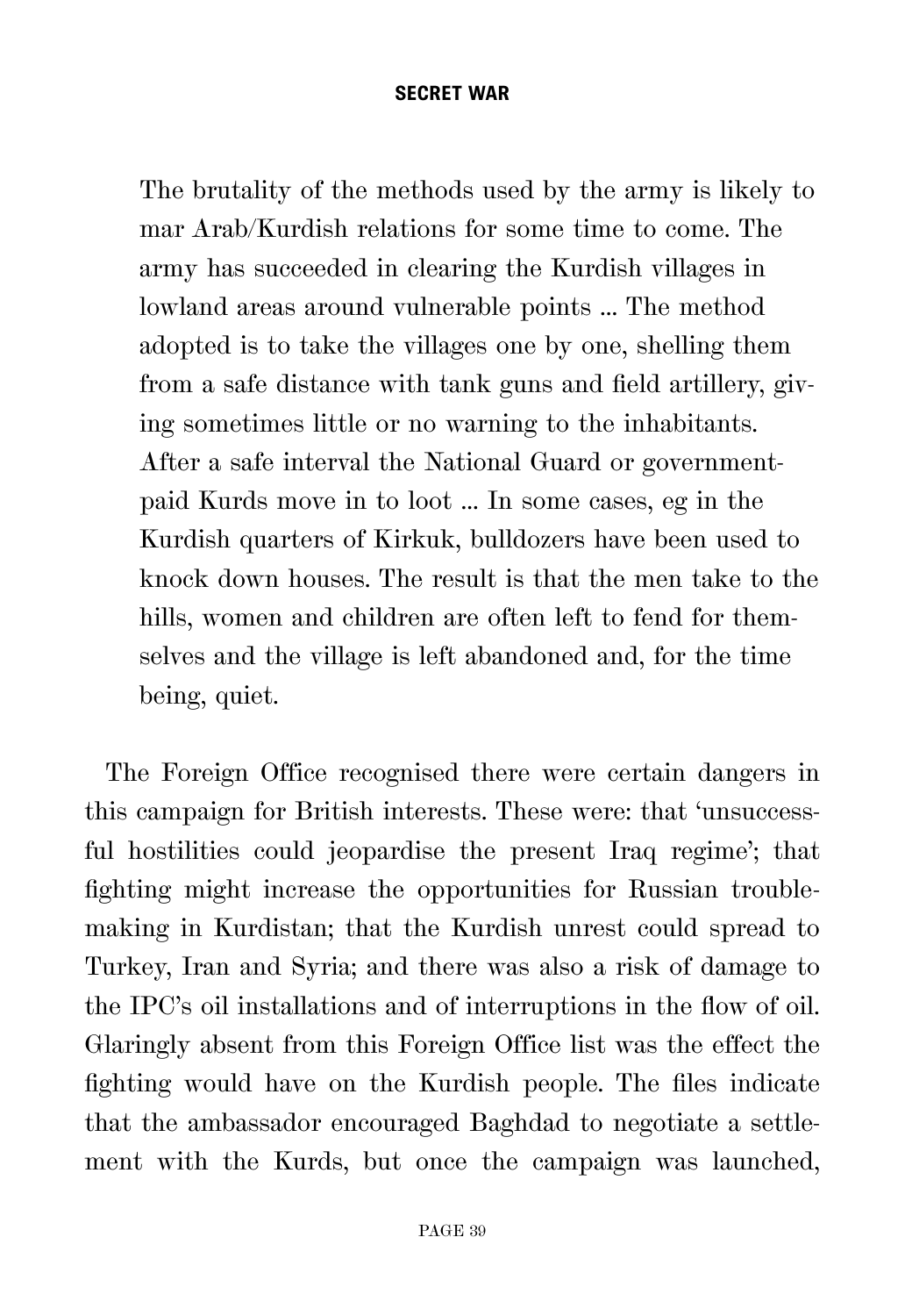> The brutality of the methods used by the army is likely to mar Arab/Kurdish relations for some time to come. The army has succeeded in clearing the Kurdish villages in lowland areas around vulnerable points ... The method adopted is to take the villages one by one, shelling them from a safe distance with tank guns and field artillery, giving sometimes little or no warning to the inhabitants. After a safe interval the National Guard or government-paid Kurds move in to loot ... In some cases, eg in the Kurdish quarters of Kirkuk, bulldozers have been used to knock down houses. The result is that the men take to the hills, women and children are often left to fend for themselves and the village is left abandoned and, for the time being, quiet.

The Foreign Office recognised there were certain dangers in this campaign for British interests. These were: that 'unsuccessful hostilities could jeopardise the present Iraq regime'; that fighting might increase the opportunities for Russian trouble-making in Kurdistan; that the Kurdish unrest could spread to Turkey, Iran and Syria; and there was also a risk of damage to the IPC's oil installations and of interruptions in the flow of oil. Glaringly absent from this Foreign Office list was the effect the fighting would have on the Kurdish people. The files indicate that the ambassador encouraged Baghdad to negotiate a settlement with the Kurds, but once the campaign was launched,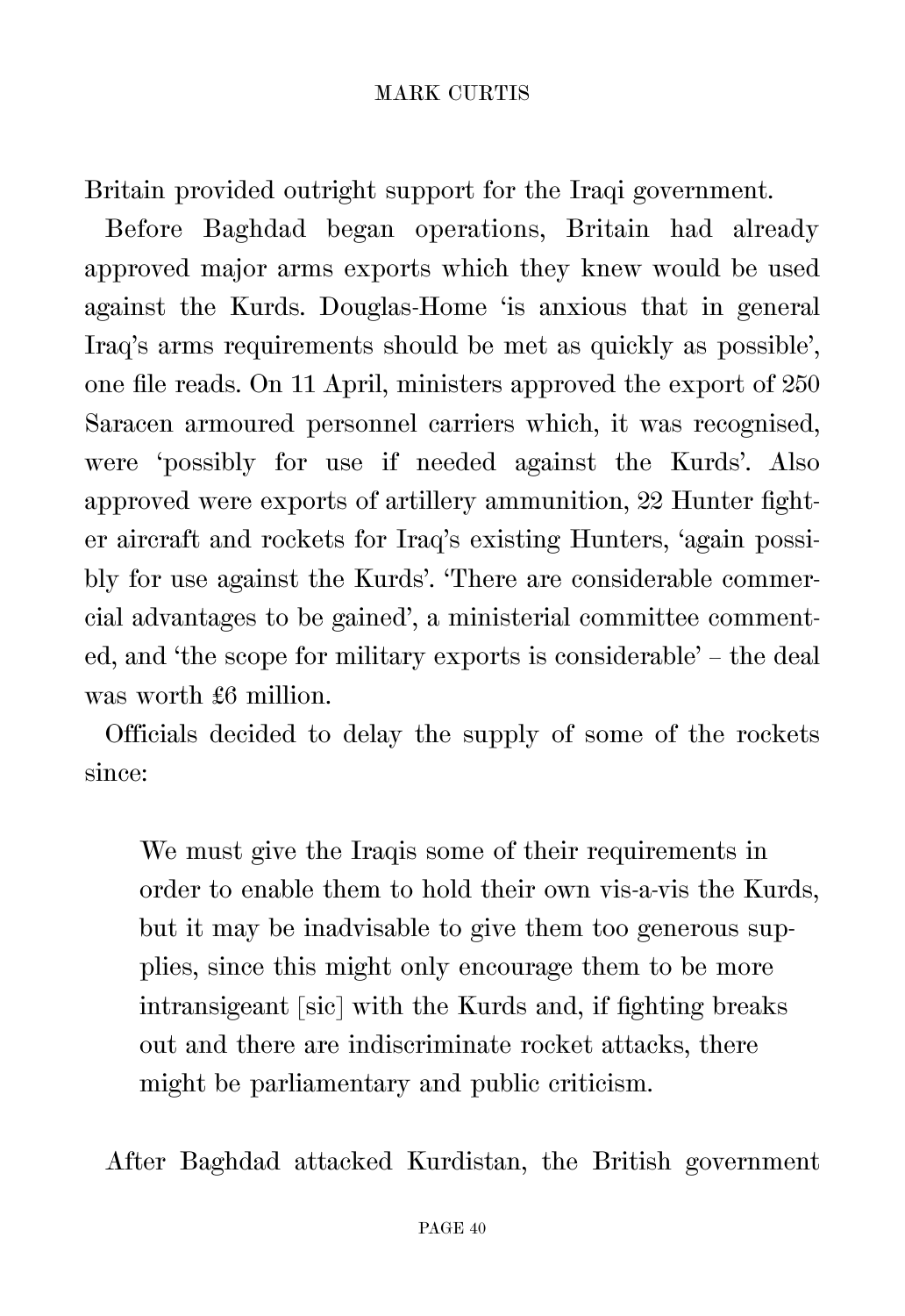Britain provided outright support for the Iraqi government.

Before Baghdad began operations, Britain had already approved major arms exports which they knew would be used against the Kurds. Douglas-Home 'is anxious that in general Iraq's arms requirements should be met as quickly as possible', one file reads. On 11 April, ministers approved the export of 250 Saracen armoured personnel carriers which, it was recognised, were 'possibly for use if needed against the Kurds'. Also approved were exports of artillery ammunition, 22 Hunter fighter aircraft and rockets for Iraq's existing Hunters, 'again possibly for use against the Kurds'. 'There are considerable commercial advantages to be gained', a ministerial committee commented, and 'the scope for military exports is considerable' – the deal was worth £6 million.

Officials decided to delay the supply of some of the rockets since:

> We must give the Iraqis some of their requirements in order to enable them to hold their own vis-a-vis the Kurds, but it may be inadvisable to give them too generous supplies, since this might only encourage them to be more intransigeant [sic] with the Kurds and, if fighting breaks out and there are indiscriminate rocket attacks, there might be parliamentary and public criticism.

After Baghdad attacked Kurdistan, the British government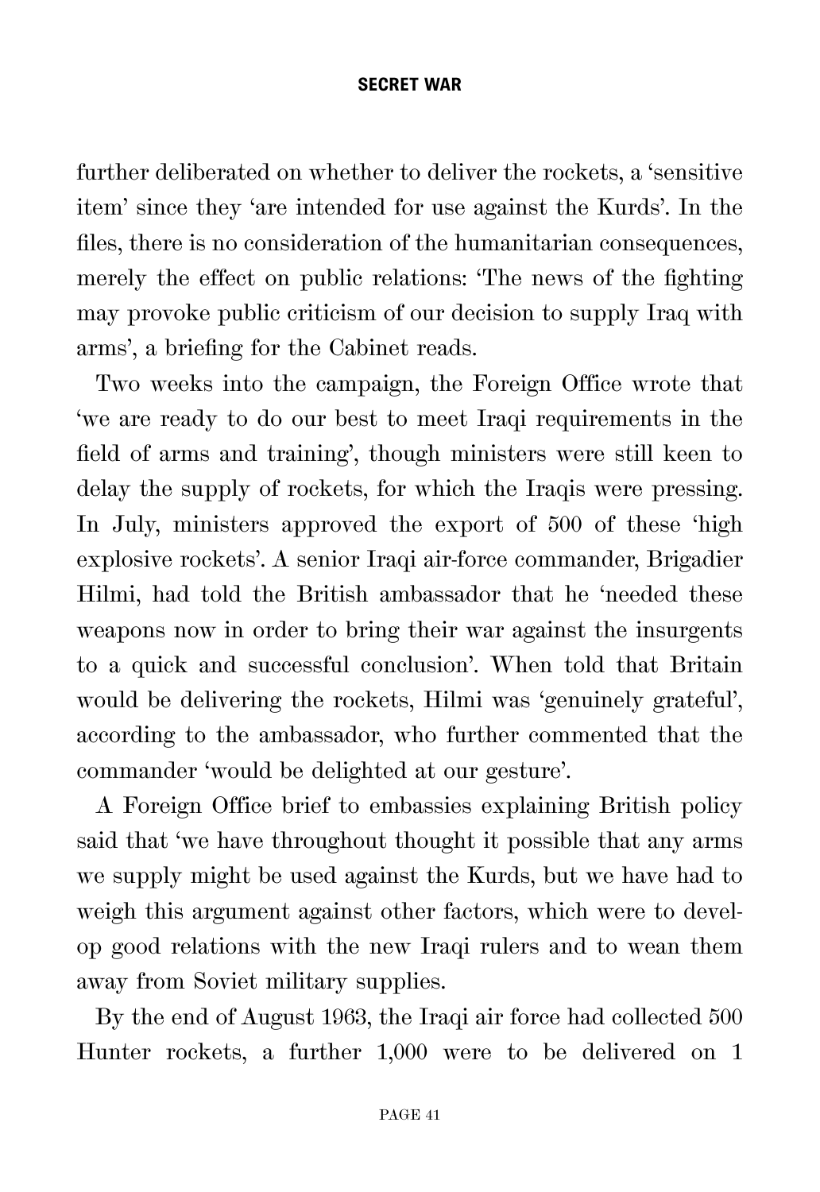further deliberated on whether to deliver the rockets, a 'sensitive item' since they 'are intended for use against the Kurds'. In the files, there is no consideration of the humanitarian consequences, merely the effect on public relations: 'The news of the fighting may provoke public criticism of our decision to supply Iraq with arms', a briefing for the Cabinet reads.

Two weeks into the campaign, the Foreign Office wrote that 'we are ready to do our best to meet Iraqi requirements in the field of arms and training', though ministers were still keen to delay the supply of rockets, for which the Iraqis were pressing. In July, ministers approved the export of 500 of these 'high explosive rockets'. A senior Iraqi air-force commander, Brigadier Hilmi, had told the British ambassador that he 'needed these weapons now in order to bring their war against the insurgents to a quick and successful conclusion'. When told that Britain would be delivering the rockets, Hilmi was 'genuinely grateful', according to the ambassador, who further commented that the commander 'would be delighted at our gesture'.

A Foreign Office brief to embassies explaining British policy said that 'we have throughout thought it possible that any arms we supply might be used against the Kurds, but we have had to weigh this argument against other factors, which were to develop good relations with the new Iraqi rulers and to wean them away from Soviet military supplies.

By the end of August 1963, the Iraqi air force had collected 500 Hunter rockets, a further 1,000 were to be delivered on 1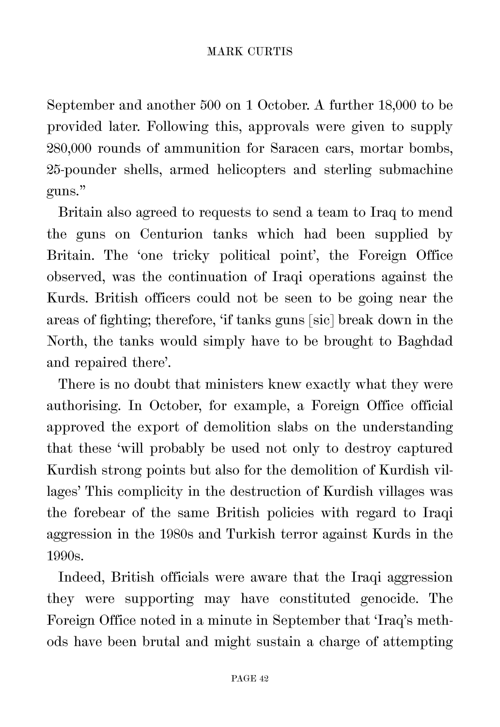September and another 500 on 1 October. A further 18,000 to be provided later. Following this, approvals were given to supply 280,000 rounds of ammunition for Saracen cars, mortar bombs, 25-pounder shells, armed helicopters and sterling submachine guns."

Britain also agreed to requests to send a team to Iraq to mend the guns on Centurion tanks which had been supplied by Britain. The 'one tricky political point', the Foreign Office observed, was the continuation of Iraqi operations against the Kurds. British officers could not be seen to be going near the areas of fighting; therefore, 'if tanks guns [sic] break down in the North, the tanks would simply have to be brought to Baghdad and repaired there'.

There is no doubt that ministers knew exactly what they were authorising. In October, for example, a Foreign Office official approved the export of demolition slabs on the understanding that these 'will probably be used not only to destroy captured Kurdish strong points but also for the demolition of Kurdish villages' This complicity in the destruction of Kurdish villages was the forebear of the same British policies with regard to Iraqi aggression in the 1980s and Turkish terror against Kurds in the 1990s.

Indeed, British officials were aware that the Iraqi aggression they were supporting may have constituted genocide. The Foreign Office noted in a minute in September that 'Iraq's methods have been brutal and might sustain a charge of attempting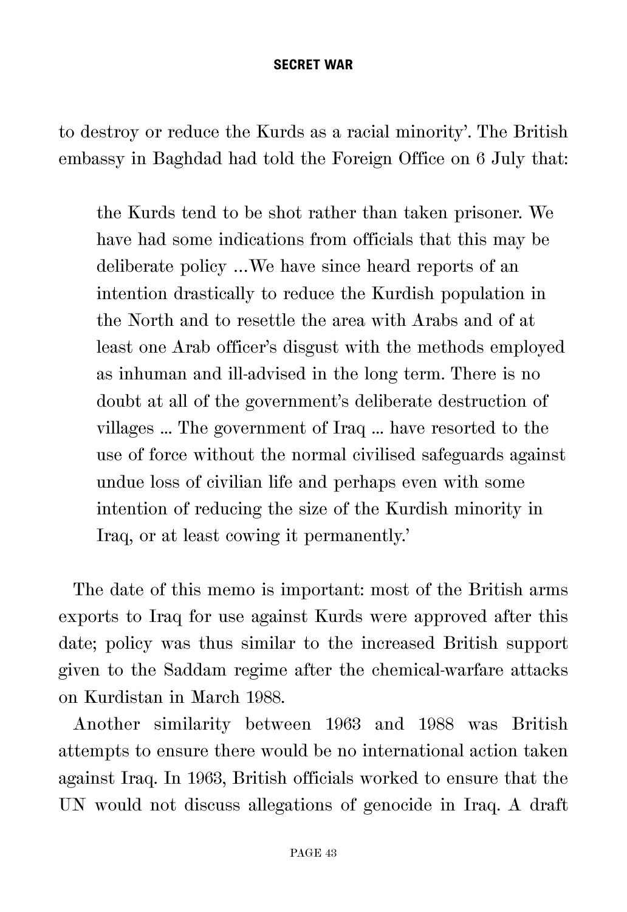to destroy or reduce the Kurds as a racial minority'. The British embassy in Baghdad had told the Foreign Office on 6 July that:

> the Kurds tend to be shot rather than taken prisoner. We have had some indications from officials that this may be deliberate policy ...We have since heard reports of an intention drastically to reduce the Kurdish population in the North and to resettle the area with Arabs and of at least one Arab officer's disgust with the methods employed as inhuman and ill-advised in the long term. There is no doubt at all of the government's deliberate destruction of villages ... The government of Iraq ... have resorted to the use of force without the normal civilised safeguards against undue loss of civilian life and perhaps even with some intention of reducing the size of the Kurdish minority in Iraq, or at least cowing it permanently.'

The date of this memo is important: most of the British arms exports to Iraq for use against Kurds were approved after this date; policy was thus similar to the increased British support given to the Saddam regime after the chemical-warfare attacks on Kurdistan in March 1988.

Another similarity between 1963 and 1988 was British attempts to ensure there would be no international action taken against Iraq. In 1963, British officials worked to ensure that the UN would not discuss allegations of genocide in Iraq. A draft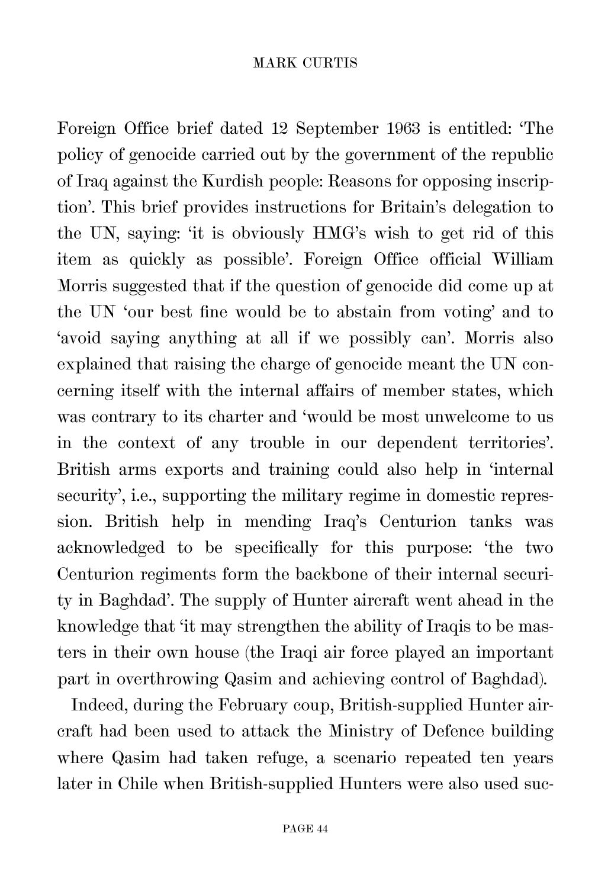Foreign Office brief dated 12 September 1963 is entitled: 'The policy of genocide carried out by the government of the republic of Iraq against the Kurdish people: Reasons for opposing inscription'. This brief provides instructions for Britain's delegation to the UN, saying: 'it is obviously HMG's wish to get rid of this item as quickly as possible'. Foreign Office official William Morris suggested that if the question of genocide did come up at the UN 'our best fine would be to abstain from voting' and to 'avoid saying anything at all if we possibly can'. Morris also explained that raising the charge of genocide meant the UN concerning itself with the internal affairs of member states, which was contrary to its charter and 'would be most unwelcome to us in the context of any trouble in our dependent territories'. British arms exports and training could also help in 'internal security', i.e., supporting the military regime in domestic repression. British help in mending Iraq's Centurion tanks was acknowledged to be specifically for this purpose: 'the two Centurion regiments form the backbone of their internal security in Baghdad'. The supply of Hunter aircraft went ahead in the knowledge that 'it may strengthen the ability of Iraqis to be masters in their own house (the Iraqi air force played an important part in overthrowing Qasim and achieving control of Baghdad).

Indeed, during the February coup, British-supplied Hunter aircraft had been used to attack the Ministry of Defence building where Qasim had taken refuge, a scenario repeated ten years later in Chile when British-supplied Hunters were also used suc-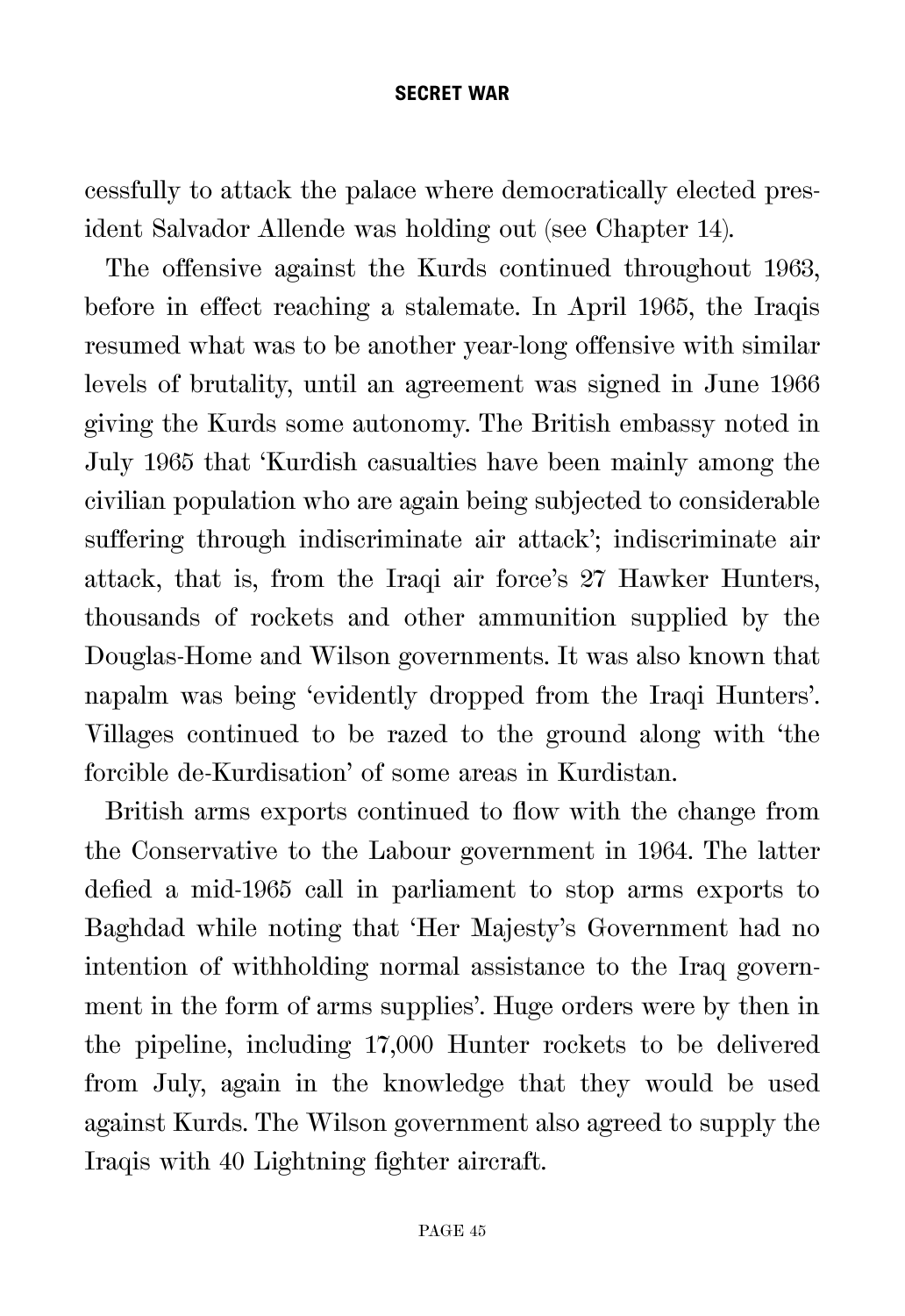cessfully to attack the palace where democratically elected president Salvador Allende was holding out (see Chapter 14).

The offensive against the Kurds continued throughout 1963, before in effect reaching a stalemate. In April 1965, the Iraqis resumed what was to be another year-long offensive with similar levels of brutality, until an agreement was signed in June 1966 giving the Kurds some autonomy. The British embassy noted in July 1965 that 'Kurdish casualties have been mainly among the civilian population who are again being subjected to considerable suffering through indiscriminate air attack'; indiscriminate air attack, that is, from the Iraqi air force's 27 Hawker Hunters, thousands of rockets and other ammunition supplied by the Douglas-Home and Wilson governments. It was also known that napalm was being 'evidently dropped from the Iraqi Hunters'. Villages continued to be razed to the ground along with 'the forcible de-Kurdisation' of some areas in Kurdistan.

British arms exports continued to flow with the change from the Conservative to the Labour government in 1964. The latter defied a mid-1965 call in parliament to stop arms exports to Baghdad while noting that 'Her Majesty's Government had no intention of withholding normal assistance to the Iraq government in the form of arms supplies'. Huge orders were by then in the pipeline, including 17,000 Hunter rockets to be delivered from July, again in the knowledge that they would be used against Kurds. The Wilson government also agreed to supply the Iraqis with 40 Lightning fighter aircraft.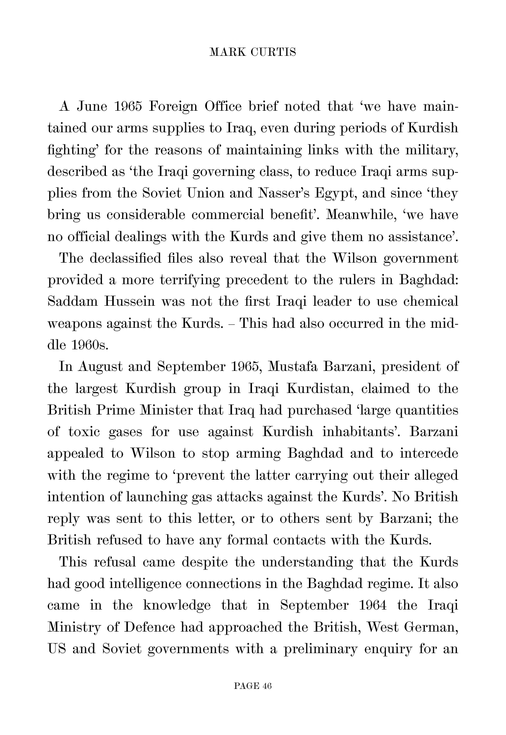A June 1965 Foreign Office brief noted that 'we have maintained our arms supplies to Iraq, even during periods of Kurdish fighting' for the reasons of maintaining links with the military, described as 'the Iraqi governing class, to reduce Iraqi arms supplies from the Soviet Union and Nasser's Egypt, and since 'they bring us considerable commercial benefit'. Meanwhile, 'we have no official dealings with the Kurds and give them no assistance'.

The declassified files also reveal that the Wilson government provided a more terrifying precedent to the rulers in Baghdad: Saddam Hussein was not the first Iraqi leader to use chemical weapons against the Kurds. – This had also occurred in the middle 1960s.

In August and September 1965, Mustafa Barzani, president of the largest Kurdish group in Iraqi Kurdistan, claimed to the British Prime Minister that Iraq had purchased 'large quantities of toxic gases for use against Kurdish inhabitants'. Barzani appealed to Wilson to stop arming Baghdad and to intercede with the regime to 'prevent the latter carrying out their alleged intention of launching gas attacks against the Kurds'. No British reply was sent to this letter, or to others sent by Barzani; the British refused to have any formal contacts with the Kurds.

This refusal came despite the understanding that the Kurds had good intelligence connections in the Baghdad regime. It also came in the knowledge that in September 1964 the Iraqi Ministry of Defence had approached the British, West German, US and Soviet governments with a preliminary enquiry for an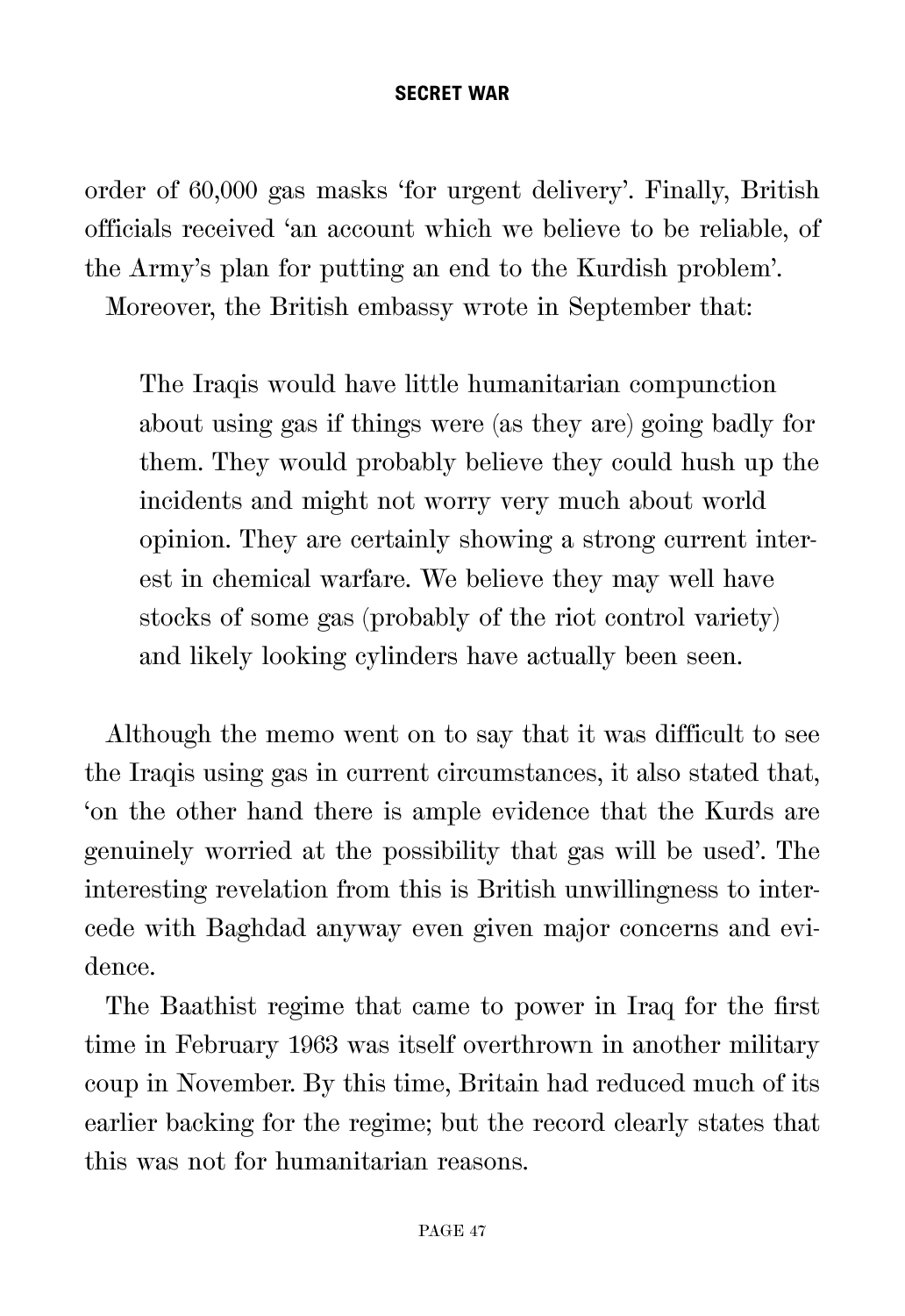order of 60,000 gas masks 'for urgent delivery'. Finally, British officials received 'an account which we believe to be reliable, of the Army's plan for putting an end to the Kurdish problem'.

Moreover, the British embassy wrote in September that:

> The Iraqis would have little humanitarian compunction about using gas if things were (as they are) going badly for them. They would probably believe they could hush up the incidents and might not worry very much about world opinion. They are certainly showing a strong current interest in chemical warfare. We believe they may well have stocks of some gas (probably of the riot control variety) and likely looking cylinders have actually been seen.

Although the memo went on to say that it was difficult to see the Iraqis using gas in current circumstances, it also stated that, 'on the other hand there is ample evidence that the Kurds are genuinely worried at the possibility that gas will be used'. The interesting revelation from this is British unwillingness to intercede with Baghdad anyway even given major concerns and evidence.

The Baathist regime that came to power in Iraq for the first time in February 1963 was itself overthrown in another military coup in November. By this time, Britain had reduced much of its earlier backing for the regime; but the record clearly states that this was not for humanitarian reasons.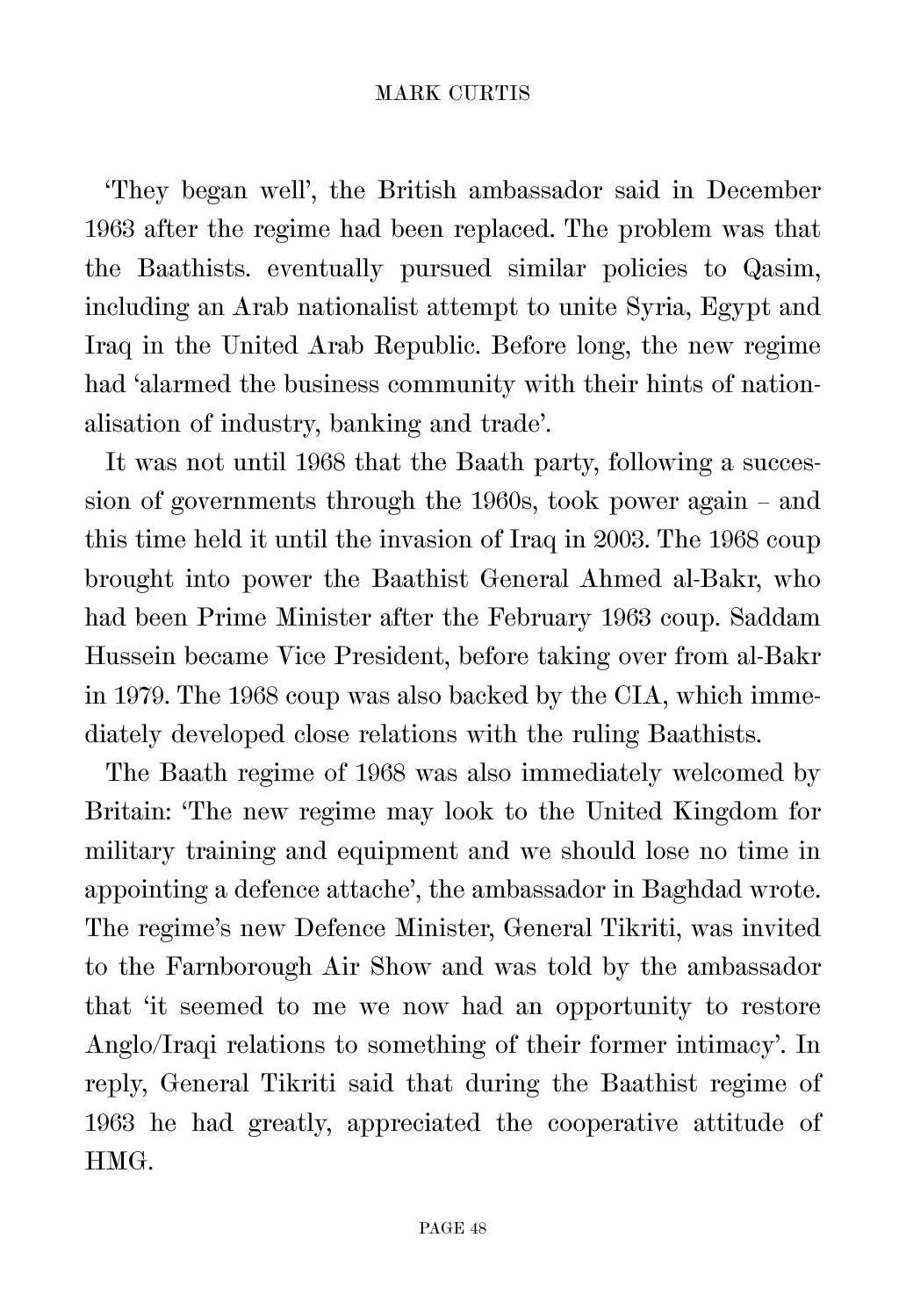'They began well', the British ambassador said in December 1963 after the regime had been replaced. The problem was that the Baathists. eventually pursued similar policies to Qasim, including an Arab nationalist attempt to unite Syria, Egypt and Iraq in the United Arab Republic. Before long, the new regime had 'alarmed the business community with their hints of nationalisation of industry, banking and trade'.

It was not until 1968 that the Baath party, following a succession of governments through the 1960s, took power again – and this time held it until the invasion of Iraq in 2003. The 1968 coup brought into power the Baathist General Ahmed al-Bakr, who had been Prime Minister after the February 1963 coup. Saddam Hussein became Vice President, before taking over from al-Bakr in 1979. The 1968 coup was also backed by the CIA, which immediately developed close relations with the ruling Baathists.

The Baath regime of 1968 was also immediately welcomed by Britain: 'The new regime may look to the United Kingdom for military training and equipment and we should lose no time in appointing a defence attache', the ambassador in Baghdad wrote. The regime's new Defence Minister, General Tikriti, was invited to the Farnborough Air Show and was told by the ambassador that 'it seemed to me we now had an opportunity to restore Anglo/Iraqi relations to something of their former intimacy'. In reply, General Tikriti said that during the Baathist regime of 1963 he had greatly, appreciated the cooperative attitude of HMG.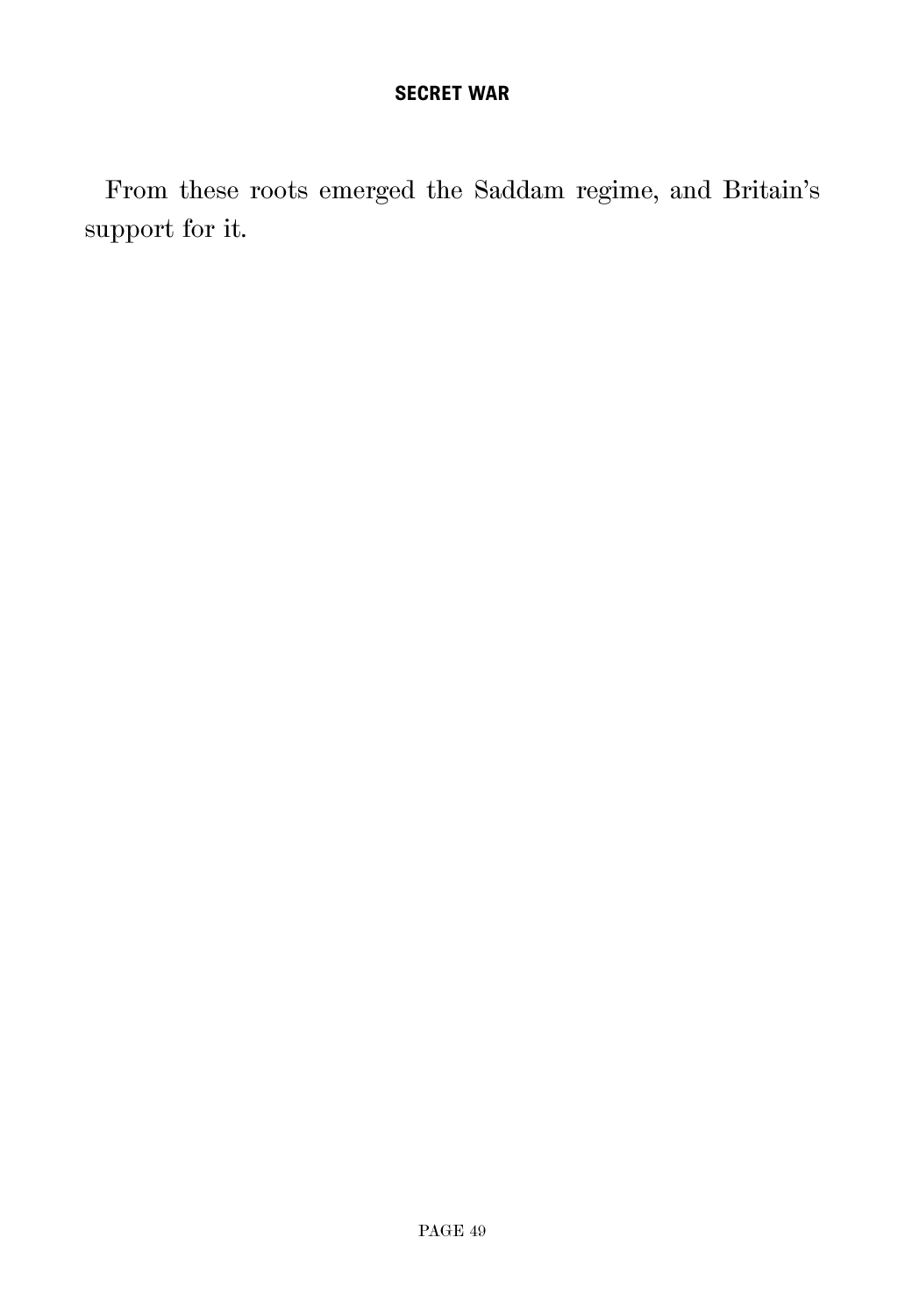From these roots emerged the Saddam regime, and Britain's support for it.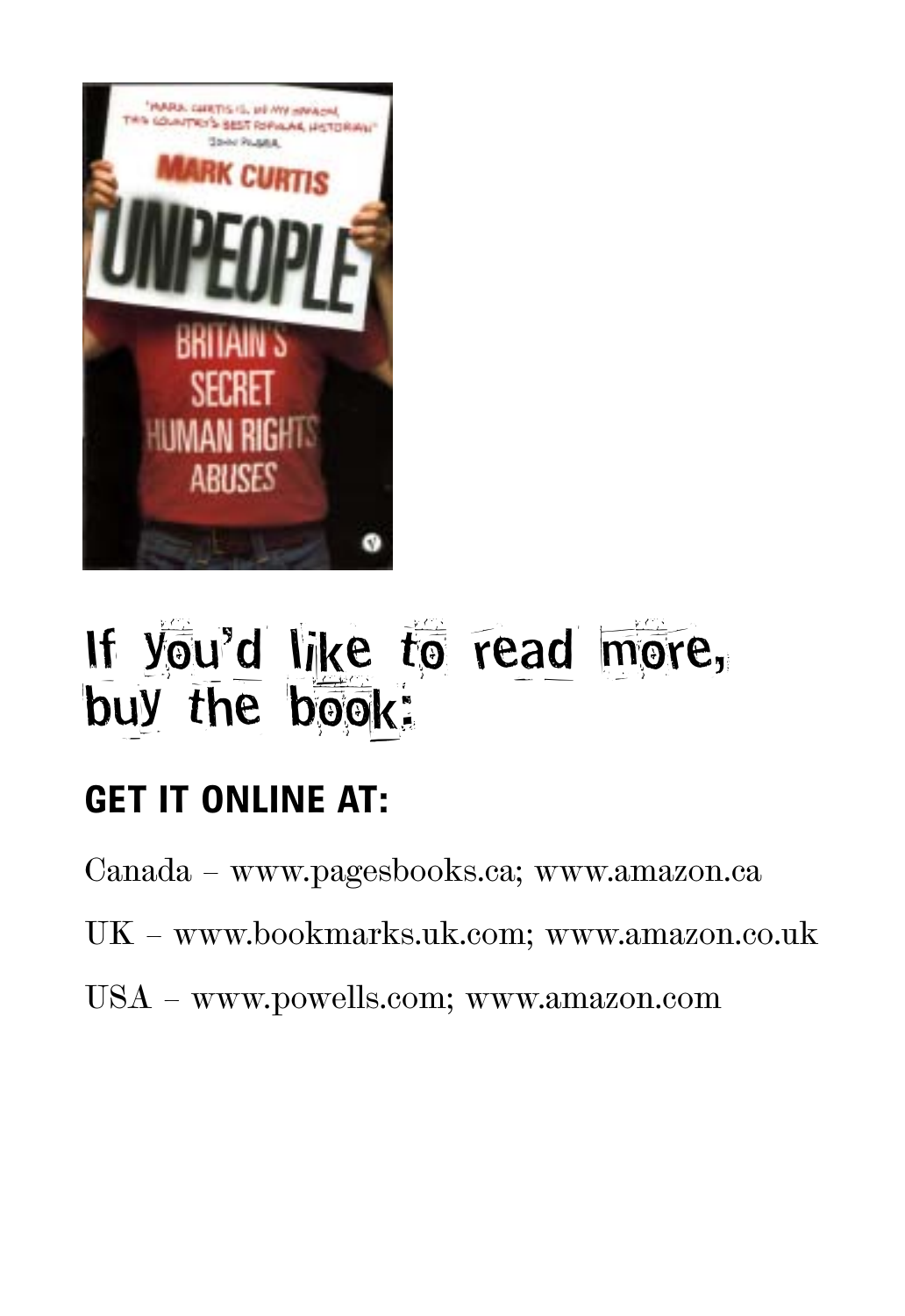# If you'd like to read more, buy the book:

**GET IT ONLINE AT:**

Canada – www.pagesbooks.ca; www.amazon.ca

UK – www.bookmarks.uk.com; www.amazon.co.uk

USA – www.powells.com; www.amazon.com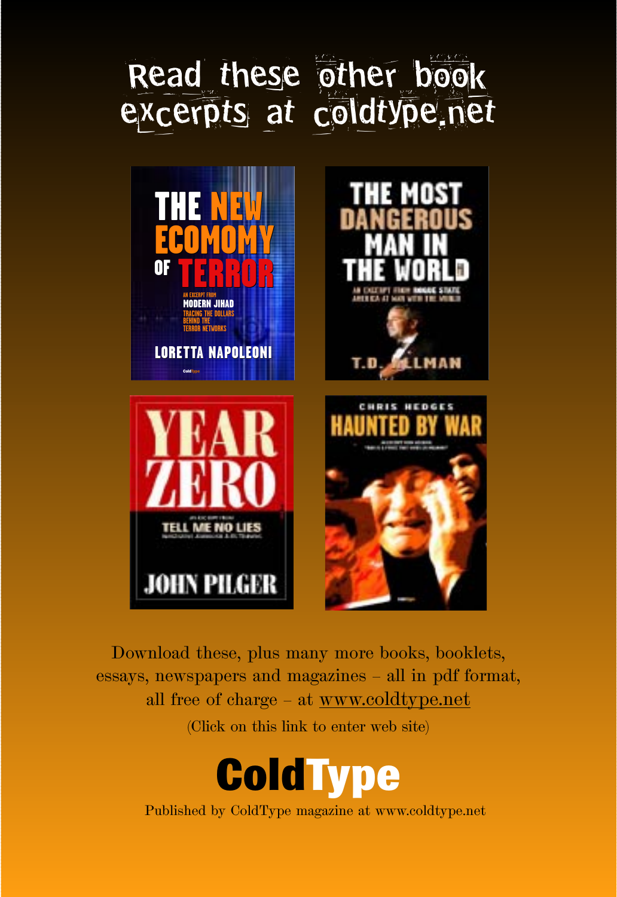# Read these other book excerpts at coldtype.net

THE NEW ECOMOMY OF TERROR
AN EXCERPT FROM MODERN JIHAD
TRACING THE DOLLARS BEHIND THE TERROR NETWORKS
LORETTA NAPOLEONI

THE MOST DANGEROUS MAN IN THE WORLD
AN EXCERPT FROM ROGUE STATE AMERICA AT WAR WITH THE WORLD
T.D. ALLMAN

YEAR ZERO
AN EXCERPT FROM TELL ME NO LIES
JOHN PILGER

CHRIS HEDGES
HAUNTED BY WAR

Download these, plus many more books, booklets, essays, newspapers and magazines – all in pdf format, all free of charge – at www.coldtype.net

(Click on this link to enter web site)

**ColdType**

Published by ColdType magazine at www.coldtype.net